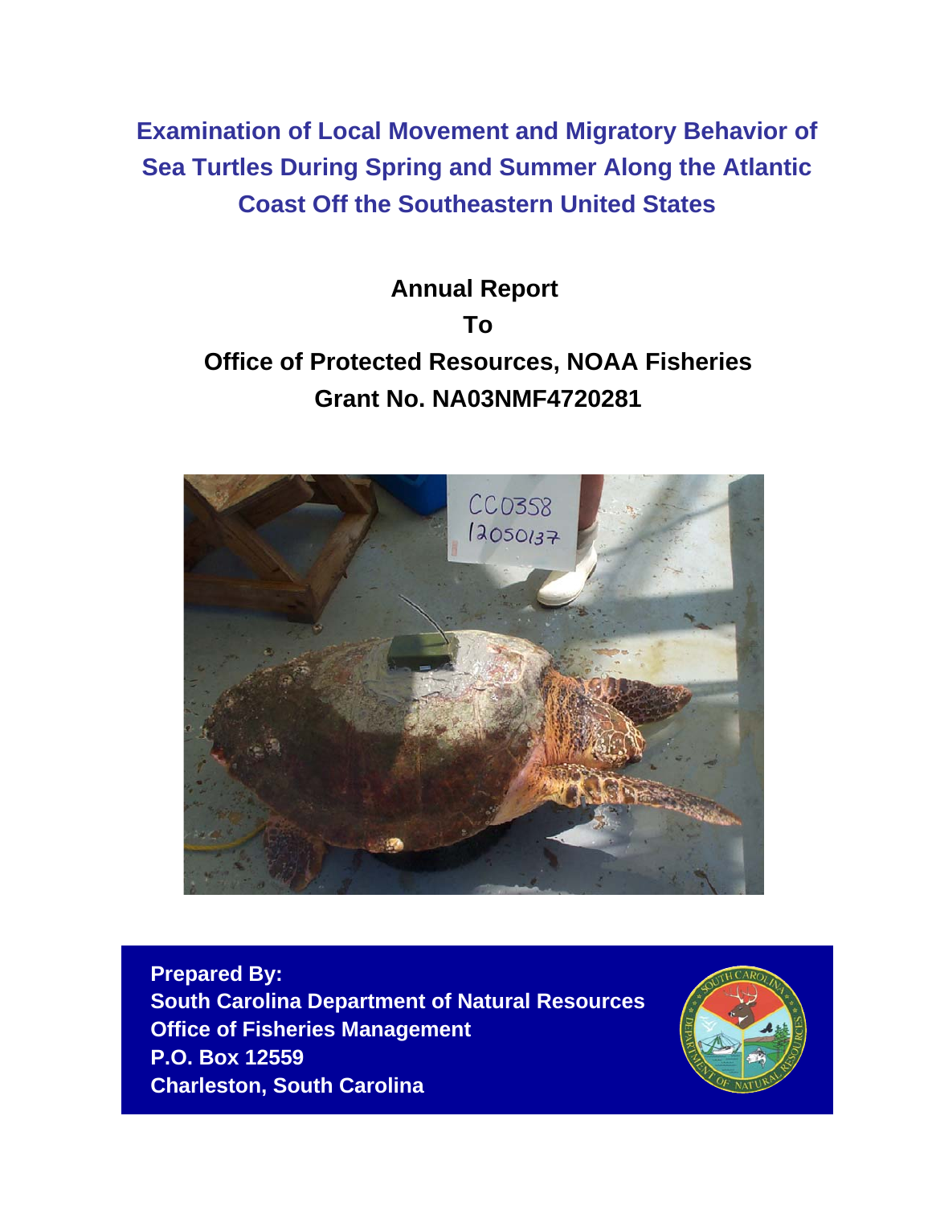# Examination of Local Movement and Migratory Behavior of Sea Turtles During Spring and Summer Along the Atlantic Coast Off the Southeastern United States

**Annual Report**

**To**

**Office of Protected Resources, NOAA Fisheries**

**Grant No. NA03NMF4720281**

**Prepared By:**
**South Carolina Department of Natural Resources**
**Office of Fisheries Management**
**P.O. Box 12559**
**Charleston, South Carolina**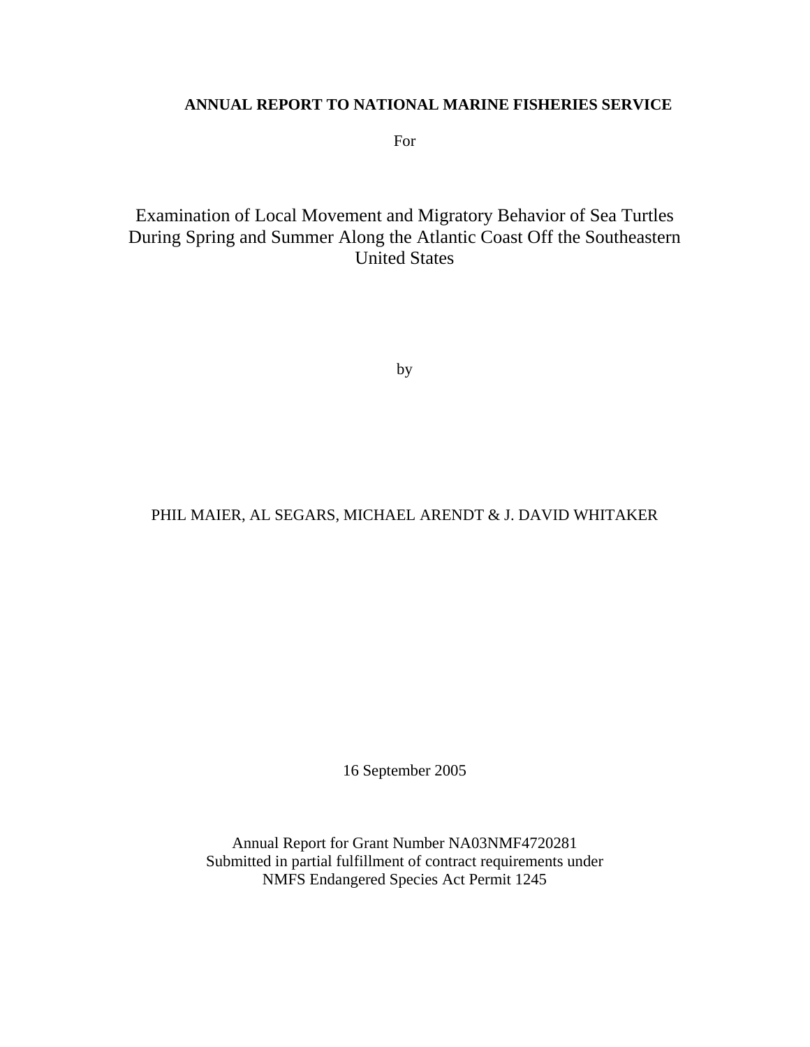**ANNUAL REPORT TO NATIONAL MARINE FISHERIES SERVICE**

For

# Examination of Local Movement and Migratory Behavior of Sea Turtles During Spring and Summer Along the Atlantic Coast Off the Southeastern United States

by

PHIL MAIER, AL SEGARS, MICHAEL ARENDT & J. DAVID WHITAKER

16 September 2005

Annual Report for Grant Number NA03NMF4720281
Submitted in partial fulfillment of contract requirements under
NMFS Endangered Species Act Permit 1245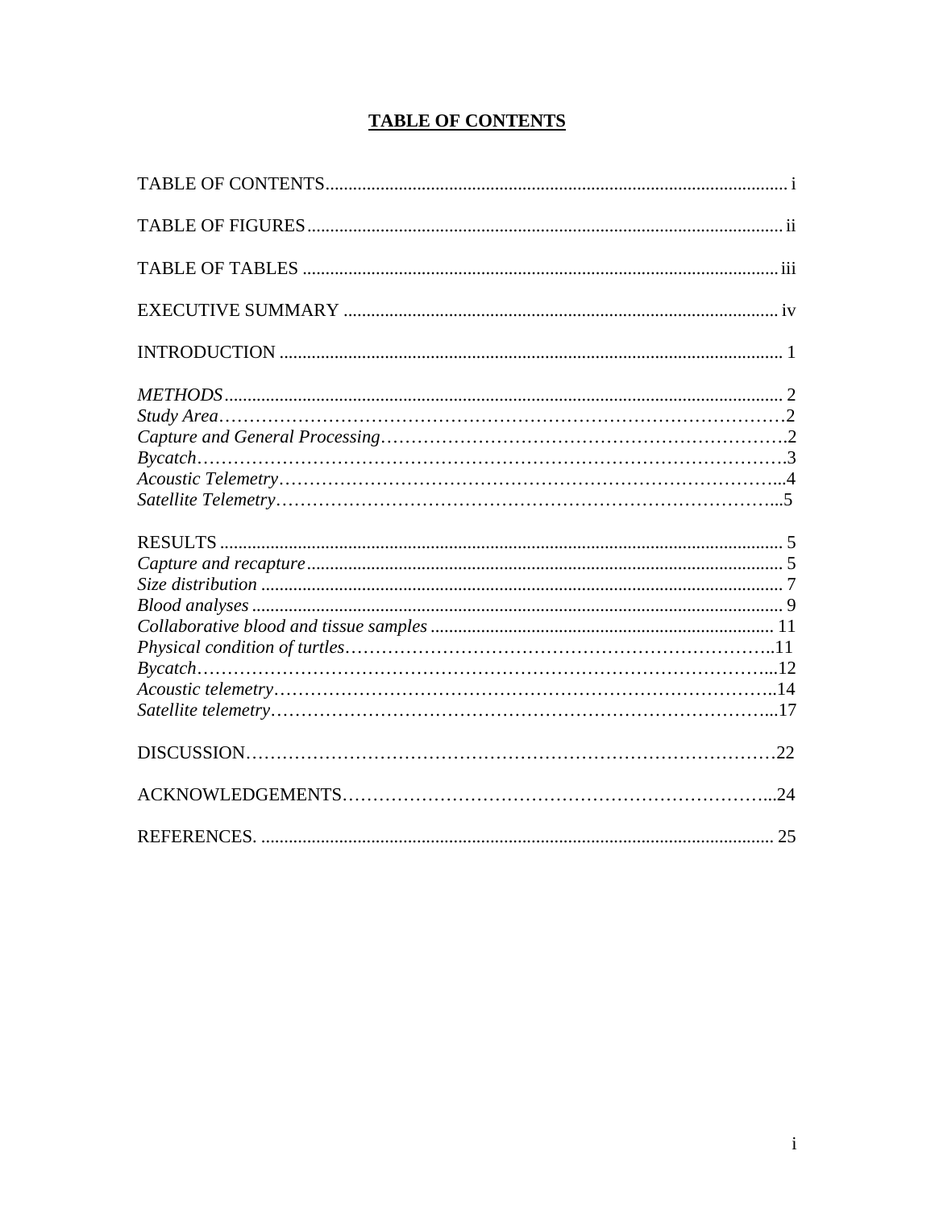# TABLE OF CONTENTS

TABLE OF CONTENTS.................................................................................................... i

TABLE OF FIGURES....................................................................................................... ii

TABLE OF TABLES ...................................................................................................... iii

EXECUTIVE SUMMARY .............................................................................................. iv

INTRODUCTION ............................................................................................................. 1

*METHODS*........................................................................................................................ 2
*Study Area*……………………………………………………………………………2
*Capture and General Processing*……………………………………………………….2
*Bycatch*……………………………………………………………………………….3
*Acoustic Telemetry*…………………………………………………………………...4
*Satellite Telemetry*………………………………………………………………...5

RESULTS ......................................................................................................................... 5
*Capture and recapture* ...................................................................................................... 5
*Size distribution* ................................................................................................................ 7
*Blood analyses* .................................................................................................................. 9
*Collaborative blood and tissue samples* .......................................................................... 11
*Physical condition of turtles*…………………………………………………………..11
*Bycatch*……………………………………………………………………………...12
*Acoustic telemetry*…………………………………………………………………..14
*Satellite telemetry*…………………………………………………………………...17

DISCUSSION………………………………………………………………………….22

ACKNOWLEDGEMENTS……………………………………………………………...24

REFERENCES. .............................................................................................................. 25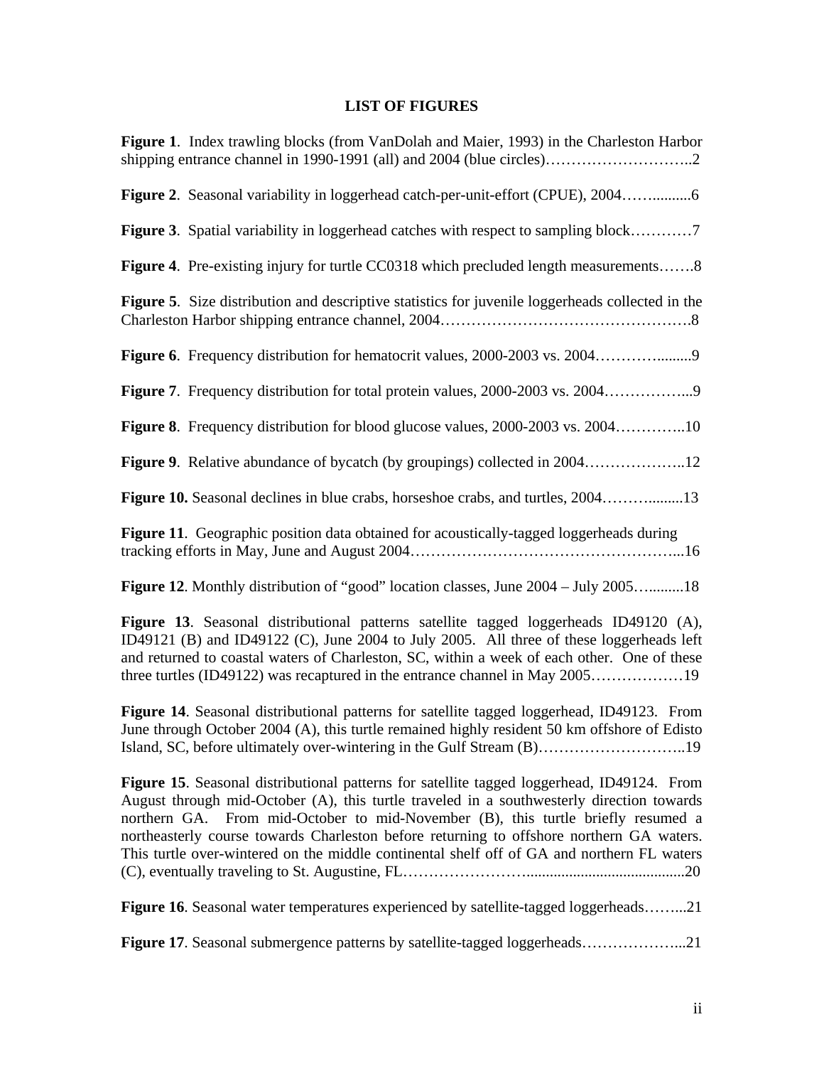## LIST OF FIGURES

**Figure 1**. Index trawling blocks (from VanDolah and Maier, 1993) in the Charleston Harbor shipping entrance channel in 1990-1991 (all) and 2004 (blue circles)………………………..2

**Figure 2**. Seasonal variability in loggerhead catch-per-unit-effort (CPUE), 2004……..........6

**Figure 3**. Spatial variability in loggerhead catches with respect to sampling block…………7

**Figure 4**. Pre-existing injury for turtle CC0318 which precluded length measurements…….8

**Figure 5**. Size distribution and descriptive statistics for juvenile loggerheads collected in the Charleston Harbor shipping entrance channel, 2004………………………………………….8

**Figure 6**. Frequency distribution for hematocrit values, 2000-2003 vs. 2004…………........9

**Figure 7**. Frequency distribution for total protein values, 2000-2003 vs. 2004……………...9

**Figure 8**. Frequency distribution for blood glucose values, 2000-2003 vs. 2004…………..10

**Figure 9**. Relative abundance of bycatch (by groupings) collected in 2004………………..12

**Figure 10.** Seasonal declines in blue crabs, horseshoe crabs, and turtles, 2004………........13

**Figure 11**. Geographic position data obtained for acoustically-tagged loggerheads during tracking efforts in May, June and August 2004…………………………………………...16

**Figure 12**. Monthly distribution of "good" location classes, June 2004 – July 2005….........18

**Figure 13**. Seasonal distributional patterns satellite tagged loggerheads ID49120 (A), ID49121 (B) and ID49122 (C), June 2004 to July 2005. All three of these loggerheads left and returned to coastal waters of Charleston, SC, within a week of each other. One of these three turtles (ID49122) was recaptured in the entrance channel in May 2005………………19

**Figure 14**. Seasonal distributional patterns for satellite tagged loggerhead, ID49123. From June through October 2004 (A), this turtle remained highly resident 50 km offshore of Edisto Island, SC, before ultimately over-wintering in the Gulf Stream (B)………………………..19

**Figure 15**. Seasonal distributional patterns for satellite tagged loggerhead, ID49124. From August through mid-October (A), this turtle traveled in a southwesterly direction towards northern GA. From mid-October to mid-November (B), this turtle briefly resumed a northeasterly course towards Charleston before returning to offshore northern GA waters. This turtle over-wintered on the middle continental shelf off of GA and northern FL waters (C), eventually traveling to St. Augustine, FL…………………….........................................20

**Figure 16**. Seasonal water temperatures experienced by satellite-tagged loggerheads……...21

**Figure 17**. Seasonal submergence patterns by satellite-tagged loggerheads………………...21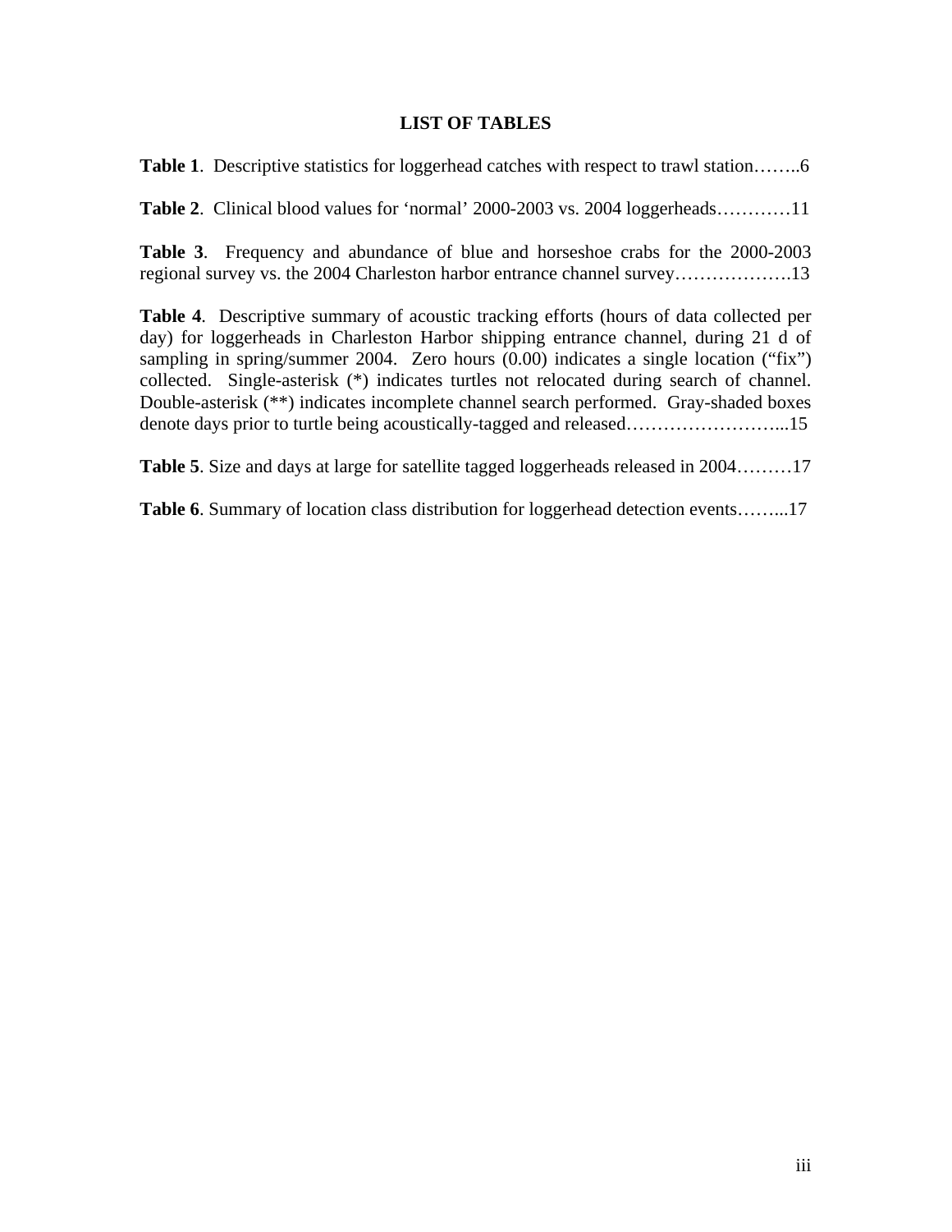# LIST OF TABLES

**Table 1**. Descriptive statistics for loggerhead catches with respect to trawl station……..6

**Table 2**. Clinical blood values for 'normal' 2000-2003 vs. 2004 loggerheads…………11

**Table 3**. Frequency and abundance of blue and horseshoe crabs for the 2000-2003 regional survey vs. the 2004 Charleston harbor entrance channel survey……………….13

**Table 4**. Descriptive summary of acoustic tracking efforts (hours of data collected per day) for loggerheads in Charleston Harbor shipping entrance channel, during 21 d of sampling in spring/summer 2004. Zero hours (0.00) indicates a single location ("fix") collected. Single-asterisk (*) indicates turtles not relocated during search of channel. Double-asterisk (**) indicates incomplete channel search performed. Gray-shaded boxes denote days prior to turtle being acoustically-tagged and released……………………...15

**Table 5**. Size and days at large for satellite tagged loggerheads released in 2004………17

**Table 6**. Summary of location class distribution for loggerhead detection events……...17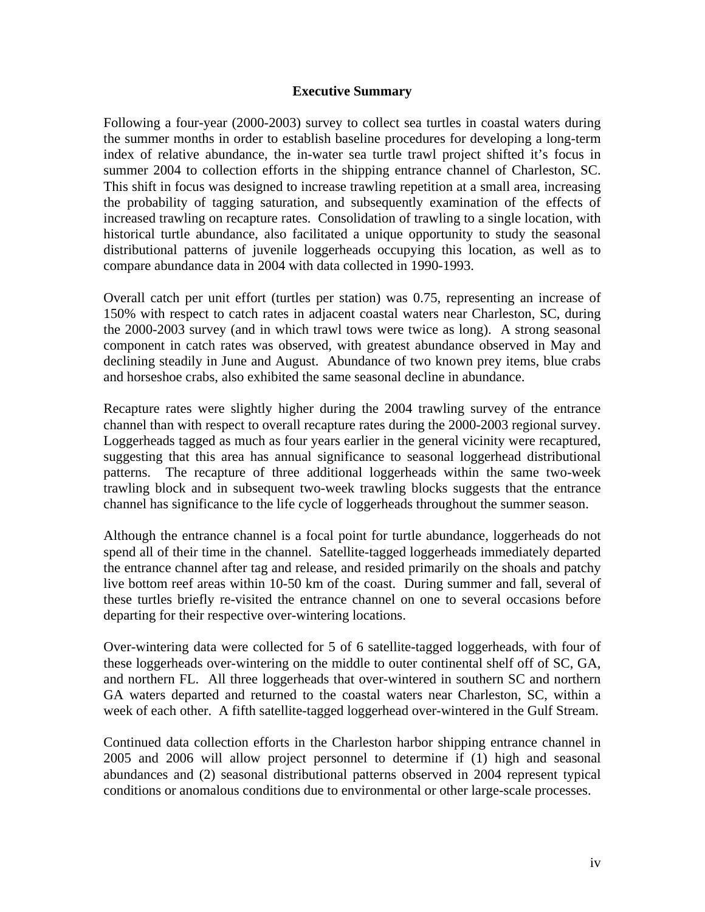## Executive Summary

Following a four-year (2000-2003) survey to collect sea turtles in coastal waters during the summer months in order to establish baseline procedures for developing a long-term index of relative abundance, the in-water sea turtle trawl project shifted it's focus in summer 2004 to collection efforts in the shipping entrance channel of Charleston, SC. This shift in focus was designed to increase trawling repetition at a small area, increasing the probability of tagging saturation, and subsequently examination of the effects of increased trawling on recapture rates. Consolidation of trawling to a single location, with historical turtle abundance, also facilitated a unique opportunity to study the seasonal distributional patterns of juvenile loggerheads occupying this location, as well as to compare abundance data in 2004 with data collected in 1990-1993.

Overall catch per unit effort (turtles per station) was 0.75, representing an increase of 150% with respect to catch rates in adjacent coastal waters near Charleston, SC, during the 2000-2003 survey (and in which trawl tows were twice as long). A strong seasonal component in catch rates was observed, with greatest abundance observed in May and declining steadily in June and August. Abundance of two known prey items, blue crabs and horseshoe crabs, also exhibited the same seasonal decline in abundance.

Recapture rates were slightly higher during the 2004 trawling survey of the entrance channel than with respect to overall recapture rates during the 2000-2003 regional survey. Loggerheads tagged as much as four years earlier in the general vicinity were recaptured, suggesting that this area has annual significance to seasonal loggerhead distributional patterns. The recapture of three additional loggerheads within the same two-week trawling block and in subsequent two-week trawling blocks suggests that the entrance channel has significance to the life cycle of loggerheads throughout the summer season.

Although the entrance channel is a focal point for turtle abundance, loggerheads do not spend all of their time in the channel. Satellite-tagged loggerheads immediately departed the entrance channel after tag and release, and resided primarily on the shoals and patchy live bottom reef areas within 10-50 km of the coast. During summer and fall, several of these turtles briefly re-visited the entrance channel on one to several occasions before departing for their respective over-wintering locations.

Over-wintering data were collected for 5 of 6 satellite-tagged loggerheads, with four of these loggerheads over-wintering on the middle to outer continental shelf off of SC, GA, and northern FL. All three loggerheads that over-wintered in southern SC and northern GA waters departed and returned to the coastal waters near Charleston, SC, within a week of each other. A fifth satellite-tagged loggerhead over-wintered in the Gulf Stream.

Continued data collection efforts in the Charleston harbor shipping entrance channel in 2005 and 2006 will allow project personnel to determine if (1) high and seasonal abundances and (2) seasonal distributional patterns observed in 2004 represent typical conditions or anomalous conditions due to environmental or other large-scale processes.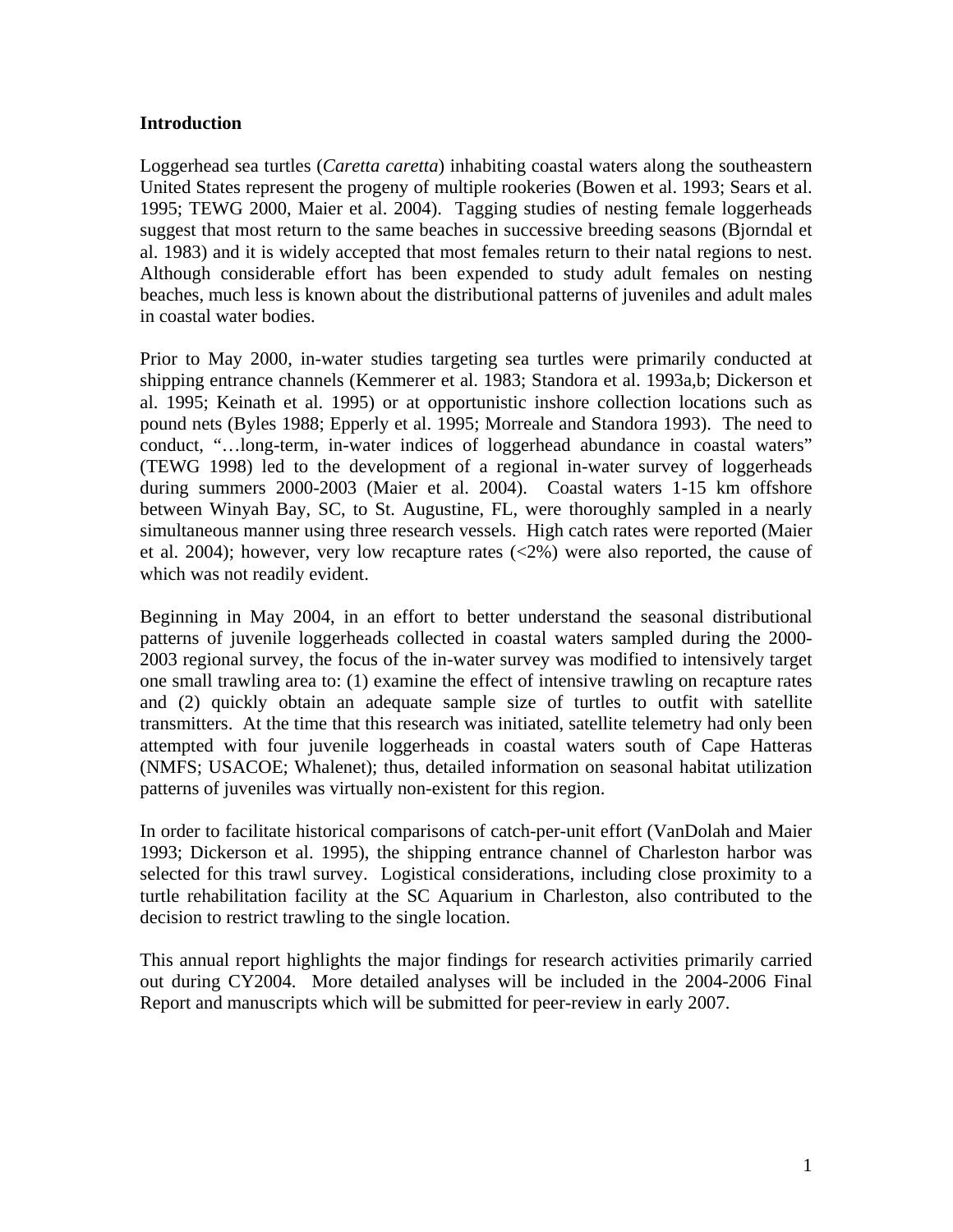## Introduction

Loggerhead sea turtles (*Caretta caretta*) inhabiting coastal waters along the southeastern United States represent the progeny of multiple rookeries (Bowen et al. 1993; Sears et al. 1995; TEWG 2000, Maier et al. 2004). Tagging studies of nesting female loggerheads suggest that most return to the same beaches in successive breeding seasons (Bjorndal et al. 1983) and it is widely accepted that most females return to their natal regions to nest. Although considerable effort has been expended to study adult females on nesting beaches, much less is known about the distributional patterns of juveniles and adult males in coastal water bodies.

Prior to May 2000, in-water studies targeting sea turtles were primarily conducted at shipping entrance channels (Kemmerer et al. 1983; Standora et al. 1993a,b; Dickerson et al. 1995; Keinath et al. 1995) or at opportunistic inshore collection locations such as pound nets (Byles 1988; Epperly et al. 1995; Morreale and Standora 1993). The need to conduct, "…long-term, in-water indices of loggerhead abundance in coastal waters" (TEWG 1998) led to the development of a regional in-water survey of loggerheads during summers 2000-2003 (Maier et al. 2004). Coastal waters 1-15 km offshore between Winyah Bay, SC, to St. Augustine, FL, were thoroughly sampled in a nearly simultaneous manner using three research vessels. High catch rates were reported (Maier et al. 2004); however, very low recapture rates (<2%) were also reported, the cause of which was not readily evident.

Beginning in May 2004, in an effort to better understand the seasonal distributional patterns of juvenile loggerheads collected in coastal waters sampled during the 2000-2003 regional survey, the focus of the in-water survey was modified to intensively target one small trawling area to: (1) examine the effect of intensive trawling on recapture rates and (2) quickly obtain an adequate sample size of turtles to outfit with satellite transmitters. At the time that this research was initiated, satellite telemetry had only been attempted with four juvenile loggerheads in coastal waters south of Cape Hatteras (NMFS; USACOE; Whalenet); thus, detailed information on seasonal habitat utilization patterns of juveniles was virtually non-existent for this region.

In order to facilitate historical comparisons of catch-per-unit effort (VanDolah and Maier 1993; Dickerson et al. 1995), the shipping entrance channel of Charleston harbor was selected for this trawl survey. Logistical considerations, including close proximity to a turtle rehabilitation facility at the SC Aquarium in Charleston, also contributed to the decision to restrict trawling to the single location.

This annual report highlights the major findings for research activities primarily carried out during CY2004. More detailed analyses will be included in the 2004-2006 Final Report and manuscripts which will be submitted for peer-review in early 2007.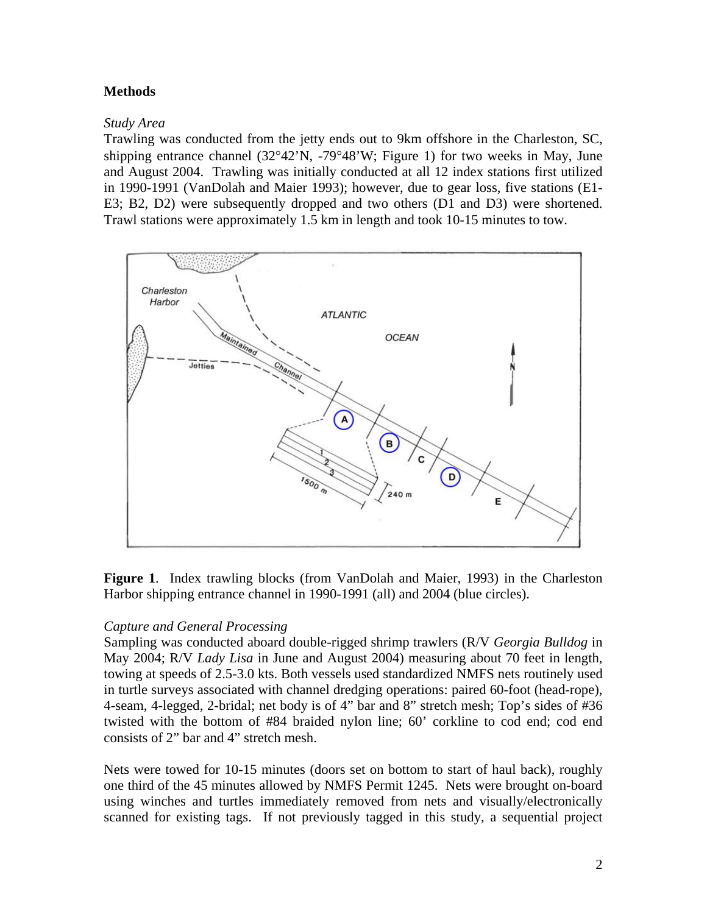## Methods

*Study Area*

Trawling was conducted from the jetty ends out to 9km offshore in the Charleston, SC, shipping entrance channel (32°42'N, -79°48'W; Figure 1) for two weeks in May, June and August 2004. Trawling was initially conducted at all 12 index stations first utilized in 1990-1991 (VanDolah and Maier 1993); however, due to gear loss, five stations (E1-E3; B2, D2) were subsequently dropped and two others (D1 and D3) were shortened. Trawl stations were approximately 1.5 km in length and took 10-15 minutes to tow.

**Figure 1**. Index trawling blocks (from VanDolah and Maier, 1993) in the Charleston Harbor shipping entrance channel in 1990-1991 (all) and 2004 (blue circles).

*Capture and General Processing*

Sampling was conducted aboard double-rigged shrimp trawlers (R/V *Georgia Bulldog* in May 2004; R/V *Lady Lisa* in June and August 2004) measuring about 70 feet in length, towing at speeds of 2.5-3.0 kts. Both vessels used standardized NMFS nets routinely used in turtle surveys associated with channel dredging operations: paired 60-foot (head-rope), 4-seam, 4-legged, 2-bridal; net body is of 4" bar and 8" stretch mesh; Top's sides of #36 twisted with the bottom of #84 braided nylon line; 60' corkline to cod end; cod end consists of 2" bar and 4" stretch mesh.

Nets were towed for 10-15 minutes (doors set on bottom to start of haul back), roughly one third of the 45 minutes allowed by NMFS Permit 1245. Nets were brought on-board using winches and turtles immediately removed from nets and visually/electronically scanned for existing tags. If not previously tagged in this study, a sequential project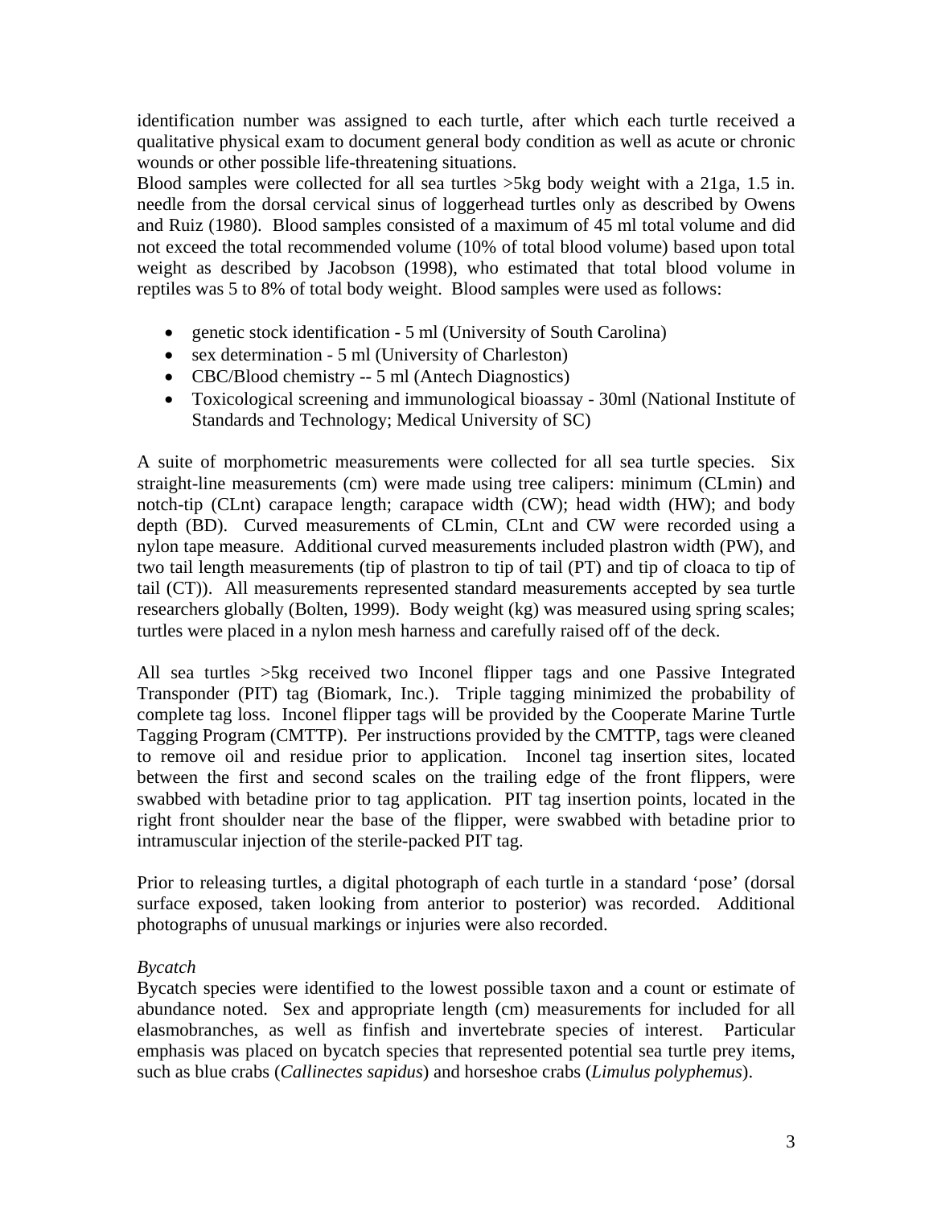identification number was assigned to each turtle, after which each turtle received a qualitative physical exam to document general body condition as well as acute or chronic wounds or other possible life-threatening situations.

Blood samples were collected for all sea turtles >5kg body weight with a 21ga, 1.5 in. needle from the dorsal cervical sinus of loggerhead turtles only as described by Owens and Ruiz (1980). Blood samples consisted of a maximum of 45 ml total volume and did not exceed the total recommended volume (10% of total blood volume) based upon total weight as described by Jacobson (1998), who estimated that total blood volume in reptiles was 5 to 8% of total body weight. Blood samples were used as follows:

- genetic stock identification - 5 ml (University of South Carolina)
- sex determination - 5 ml (University of Charleston)
- CBC/Blood chemistry -- 5 ml (Antech Diagnostics)
- Toxicological screening and immunological bioassay - 30ml (National Institute of Standards and Technology; Medical University of SC)

A suite of morphometric measurements were collected for all sea turtle species. Six straight-line measurements (cm) were made using tree calipers: minimum (CLmin) and notch-tip (CLnt) carapace length; carapace width (CW); head width (HW); and body depth (BD). Curved measurements of CLmin, CLnt and CW were recorded using a nylon tape measure. Additional curved measurements included plastron width (PW), and two tail length measurements (tip of plastron to tip of tail (PT) and tip of cloaca to tip of tail (CT)). All measurements represented standard measurements accepted by sea turtle researchers globally (Bolten, 1999). Body weight (kg) was measured using spring scales; turtles were placed in a nylon mesh harness and carefully raised off of the deck.

All sea turtles >5kg received two Inconel flipper tags and one Passive Integrated Transponder (PIT) tag (Biomark, Inc.). Triple tagging minimized the probability of complete tag loss. Inconel flipper tags will be provided by the Cooperate Marine Turtle Tagging Program (CMTTP). Per instructions provided by the CMTTP, tags were cleaned to remove oil and residue prior to application. Inconel tag insertion sites, located between the first and second scales on the trailing edge of the front flippers, were swabbed with betadine prior to tag application. PIT tag insertion points, located in the right front shoulder near the base of the flipper, were swabbed with betadine prior to intramuscular injection of the sterile-packed PIT tag.

Prior to releasing turtles, a digital photograph of each turtle in a standard 'pose' (dorsal surface exposed, taken looking from anterior to posterior) was recorded. Additional photographs of unusual markings or injuries were also recorded.

*Bycatch*

Bycatch species were identified to the lowest possible taxon and a count or estimate of abundance noted. Sex and appropriate length (cm) measurements for included for all elasmobranches, as well as finfish and invertebrate species of interest. Particular emphasis was placed on bycatch species that represented potential sea turtle prey items, such as blue crabs (*Callinectes sapidus*) and horseshoe crabs (*Limulus polyphemus*).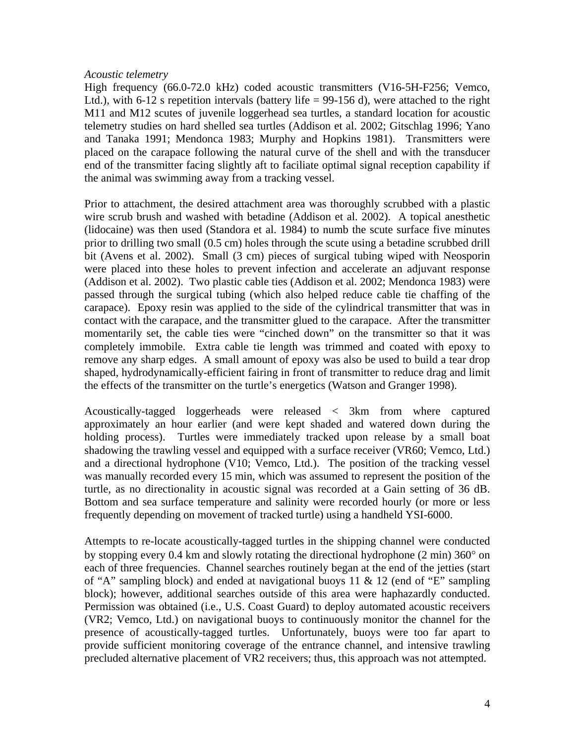*Acoustic telemetry*

High frequency (66.0-72.0 kHz) coded acoustic transmitters (V16-5H-F256; Vemco, Ltd.), with 6-12 s repetition intervals (battery life = 99-156 d), were attached to the right M11 and M12 scutes of juvenile loggerhead sea turtles, a standard location for acoustic telemetry studies on hard shelled sea turtles (Addison et al. 2002; Gitschlag 1996; Yano and Tanaka 1991; Mendonca 1983; Murphy and Hopkins 1981). Transmitters were placed on the carapace following the natural curve of the shell and with the transducer end of the transmitter facing slightly aft to faciliate optimal signal reception capability if the animal was swimming away from a tracking vessel.

Prior to attachment, the desired attachment area was thoroughly scrubbed with a plastic wire scrub brush and washed with betadine (Addison et al. 2002). A topical anesthetic (lidocaine) was then used (Standora et al. 1984) to numb the scute surface five minutes prior to drilling two small (0.5 cm) holes through the scute using a betadine scrubbed drill bit (Avens et al. 2002). Small (3 cm) pieces of surgical tubing wiped with Neosporin were placed into these holes to prevent infection and accelerate an adjuvant response (Addison et al. 2002). Two plastic cable ties (Addison et al. 2002; Mendonca 1983) were passed through the surgical tubing (which also helped reduce cable tie chaffing of the carapace). Epoxy resin was applied to the side of the cylindrical transmitter that was in contact with the carapace, and the transmitter glued to the carapace. After the transmitter momentarily set, the cable ties were "cinched down" on the transmitter so that it was completely immobile. Extra cable tie length was trimmed and coated with epoxy to remove any sharp edges. A small amount of epoxy was also be used to build a tear drop shaped, hydrodynamically-efficient fairing in front of transmitter to reduce drag and limit the effects of the transmitter on the turtle's energetics (Watson and Granger 1998).

Acoustically-tagged loggerheads were released < 3km from where captured approximately an hour earlier (and were kept shaded and watered down during the holding process). Turtles were immediately tracked upon release by a small boat shadowing the trawling vessel and equipped with a surface receiver (VR60; Vemco, Ltd.) and a directional hydrophone (V10; Vemco, Ltd.). The position of the tracking vessel was manually recorded every 15 min, which was assumed to represent the position of the turtle, as no directionality in acoustic signal was recorded at a Gain setting of 36 dB. Bottom and sea surface temperature and salinity were recorded hourly (or more or less frequently depending on movement of tracked turtle) using a handheld YSI-6000.

Attempts to re-locate acoustically-tagged turtles in the shipping channel were conducted by stopping every 0.4 km and slowly rotating the directional hydrophone (2 min) 360° on each of three frequencies. Channel searches routinely began at the end of the jetties (start of "A" sampling block) and ended at navigational buoys 11 & 12 (end of "E" sampling block); however, additional searches outside of this area were haphazardly conducted. Permission was obtained (i.e., U.S. Coast Guard) to deploy automated acoustic receivers (VR2; Vemco, Ltd.) on navigational buoys to continuously monitor the channel for the presence of acoustically-tagged turtles. Unfortunately, buoys were too far apart to provide sufficient monitoring coverage of the entrance channel, and intensive trawling precluded alternative placement of VR2 receivers; thus, this approach was not attempted.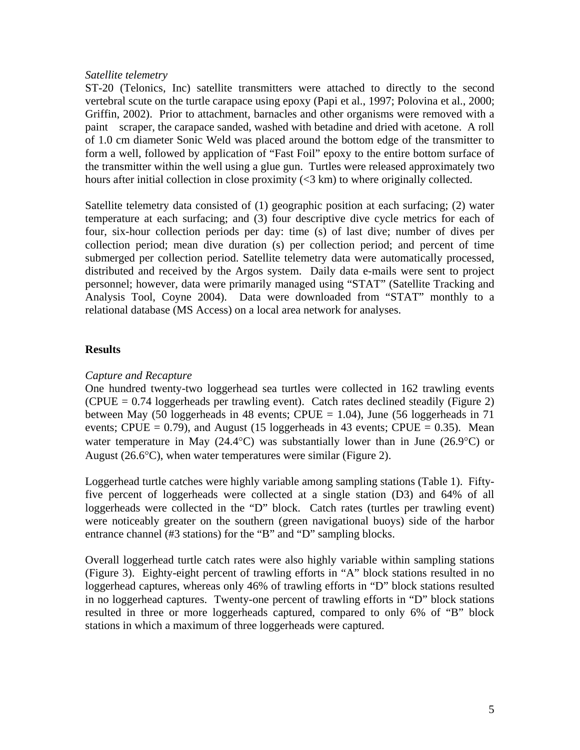*Satellite telemetry*

ST-20 (Telonics, Inc) satellite transmitters were attached to directly to the second vertebral scute on the turtle carapace using epoxy (Papi et al., 1997; Polovina et al., 2000; Griffin, 2002). Prior to attachment, barnacles and other organisms were removed with a paint scraper, the carapace sanded, washed with betadine and dried with acetone. A roll of 1.0 cm diameter Sonic Weld was placed around the bottom edge of the transmitter to form a well, followed by application of "Fast Foil" epoxy to the entire bottom surface of the transmitter within the well using a glue gun. Turtles were released approximately two hours after initial collection in close proximity (<3 km) to where originally collected.

Satellite telemetry data consisted of (1) geographic position at each surfacing; (2) water temperature at each surfacing; and (3) four descriptive dive cycle metrics for each of four, six-hour collection periods per day: time (s) of last dive; number of dives per collection period; mean dive duration (s) per collection period; and percent of time submerged per collection period. Satellite telemetry data were automatically processed, distributed and received by the Argos system. Daily data e-mails were sent to project personnel; however, data were primarily managed using "STAT" (Satellite Tracking and Analysis Tool, Coyne 2004). Data were downloaded from "STAT" monthly to a relational database (MS Access) on a local area network for analyses.

## Results

*Capture and Recapture*

One hundred twenty-two loggerhead sea turtles were collected in 162 trawling events (CPUE = 0.74 loggerheads per trawling event). Catch rates declined steadily (Figure 2) between May (50 loggerheads in 48 events; CPUE = 1.04), June (56 loggerheads in 71 events; CPUE = 0.79), and August (15 loggerheads in 43 events; CPUE = 0.35). Mean water temperature in May (24.4°C) was substantially lower than in June (26.9°C) or August (26.6°C), when water temperatures were similar (Figure 2).

Loggerhead turtle catches were highly variable among sampling stations (Table 1). Fifty-five percent of loggerheads were collected at a single station (D3) and 64% of all loggerheads were collected in the "D" block. Catch rates (turtles per trawling event) were noticeably greater on the southern (green navigational buoys) side of the harbor entrance channel (#3 stations) for the "B" and "D" sampling blocks.

Overall loggerhead turtle catch rates were also highly variable within sampling stations (Figure 3). Eighty-eight percent of trawling efforts in "A" block stations resulted in no loggerhead captures, whereas only 46% of trawling efforts in "D" block stations resulted in no loggerhead captures. Twenty-one percent of trawling efforts in "D" block stations resulted in three or more loggerheads captured, compared to only 6% of "B" block stations in which a maximum of three loggerheads were captured.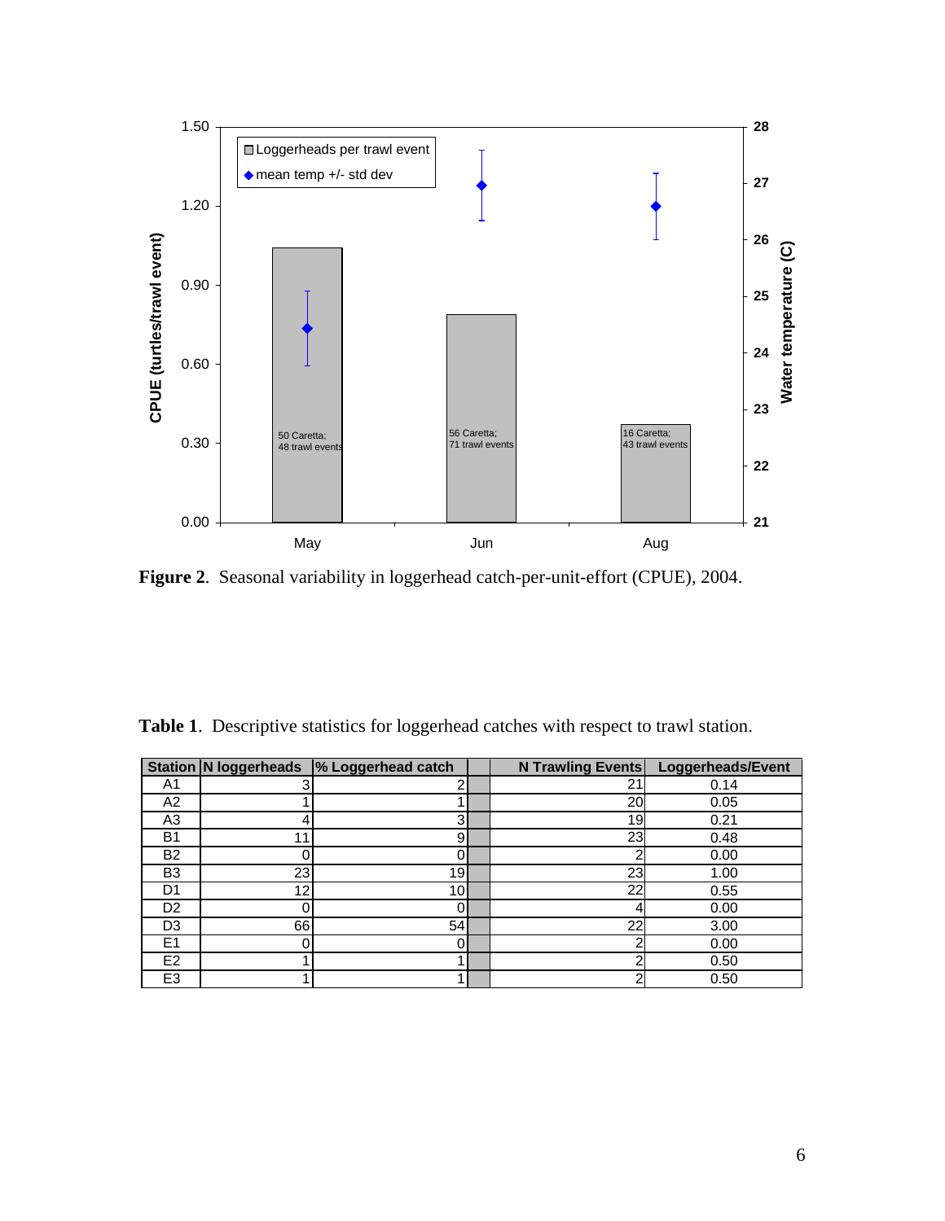**Figure 2**. Seasonal variability in loggerhead catch-per-unit-effort (CPUE), 2004.

**Table 1**. Descriptive statistics for loggerhead catches with respect to trawl station.

| Station | N loggerheads | % Loggerhead catch | N Trawling Events | Loggerheads/Event |
|---|---|---|---|---|
| A1 | 3 | 2 | 21 | 0.14 |
| A2 | 1 | 1 | 20 | 0.05 |
| A3 | 4 | 3 | 19 | 0.21 |
| B1 | 11 | 9 | 23 | 0.48 |
| B2 | 0 | 0 | 2 | 0.00 |
| B3 | 23 | 19 | 23 | 1.00 |
| D1 | 12 | 10 | 22 | 0.55 |
| D2 | 0 | 0 | 4 | 0.00 |
| D3 | 66 | 54 | 22 | 3.00 |
| E1 | 0 | 0 | 2 | 0.00 |
| E2 | 1 | 1 | 2 | 0.50 |
| E3 | 1 | 1 | 2 | 0.50 |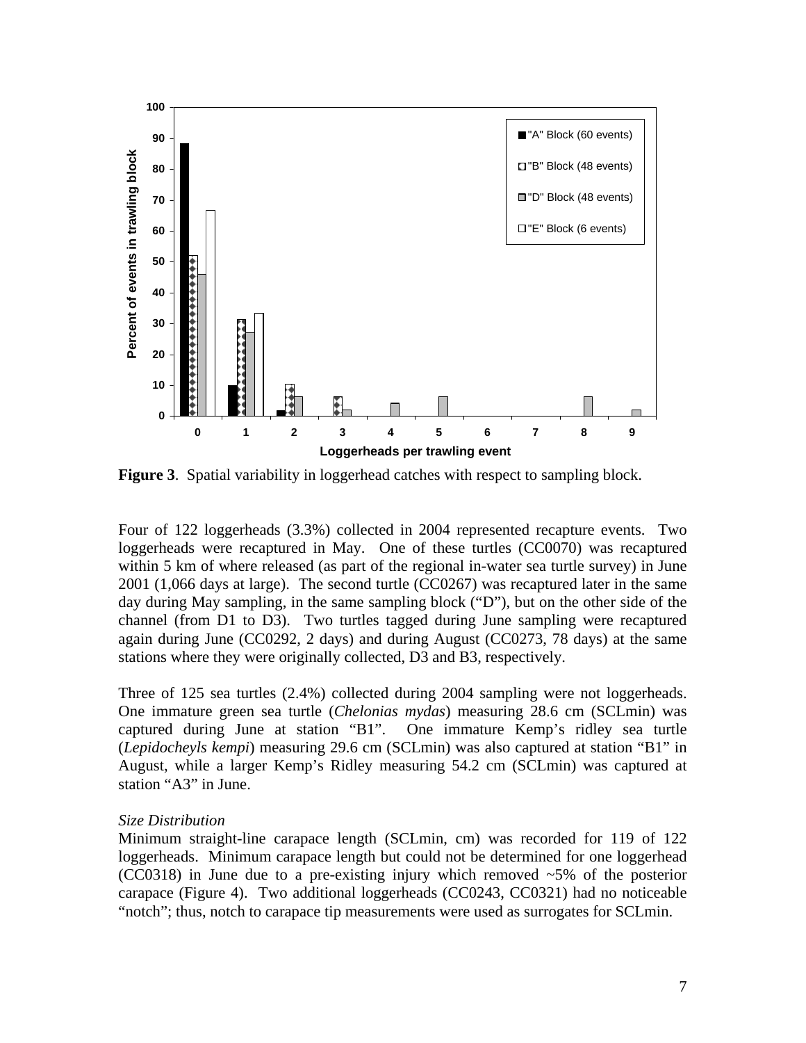**Figure 3**. Spatial variability in loggerhead catches with respect to sampling block.

Four of 122 loggerheads (3.3%) collected in 2004 represented recapture events. Two loggerheads were recaptured in May. One of these turtles (CC0070) was recaptured within 5 km of where released (as part of the regional in-water sea turtle survey) in June 2001 (1,066 days at large). The second turtle (CC0267) was recaptured later in the same day during May sampling, in the same sampling block ("D"), but on the other side of the channel (from D1 to D3). Two turtles tagged during June sampling were recaptured again during June (CC0292, 2 days) and during August (CC0273, 78 days) at the same stations where they were originally collected, D3 and B3, respectively.

Three of 125 sea turtles (2.4%) collected during 2004 sampling were not loggerheads. One immature green sea turtle (*Chelonias mydas*) measuring 28.6 cm (SCLmin) was captured during June at station "B1". One immature Kemp's ridley sea turtle (*Lepidocheyls kempi*) measuring 29.6 cm (SCLmin) was also captured at station "B1" in August, while a larger Kemp's Ridley measuring 54.2 cm (SCLmin) was captured at station "A3" in June.

*Size Distribution*

Minimum straight-line carapace length (SCLmin, cm) was recorded for 119 of 122 loggerheads. Minimum carapace length but could not be determined for one loggerhead (CC0318) in June due to a pre-existing injury which removed ~5% of the posterior carapace (Figure 4). Two additional loggerheads (CC0243, CC0321) had no noticeable "notch"; thus, notch to carapace tip measurements were used as surrogates for SCLmin.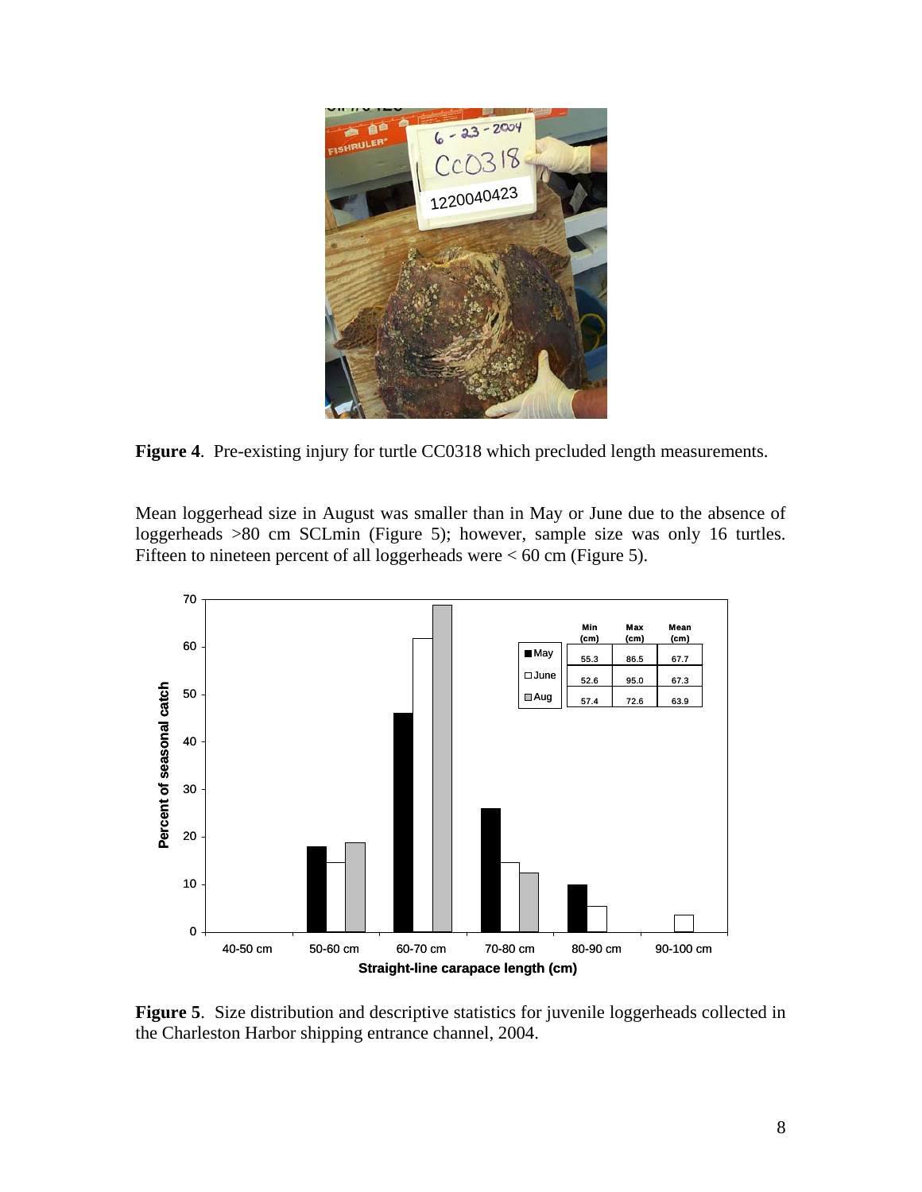**Figure 4**. Pre-existing injury for turtle CC0318 which precluded length measurements.

Mean loggerhead size in August was smaller than in May or June due to the absence of loggerheads >80 cm SCLmin (Figure 5); however, sample size was only 16 turtles. Fifteen to nineteen percent of all loggerheads were < 60 cm (Figure 5).

| | Min (cm) | Max (cm) | Mean (cm) |
|---|---|---|---|
| May | 55.3 | 86.5 | 67.7 |
| June | 52.6 | 95.0 | 67.3 |
| Aug | 57.4 | 72.6 | 63.9 |

**Figure 5**. Size distribution and descriptive statistics for juvenile loggerheads collected in the Charleston Harbor shipping entrance channel, 2004.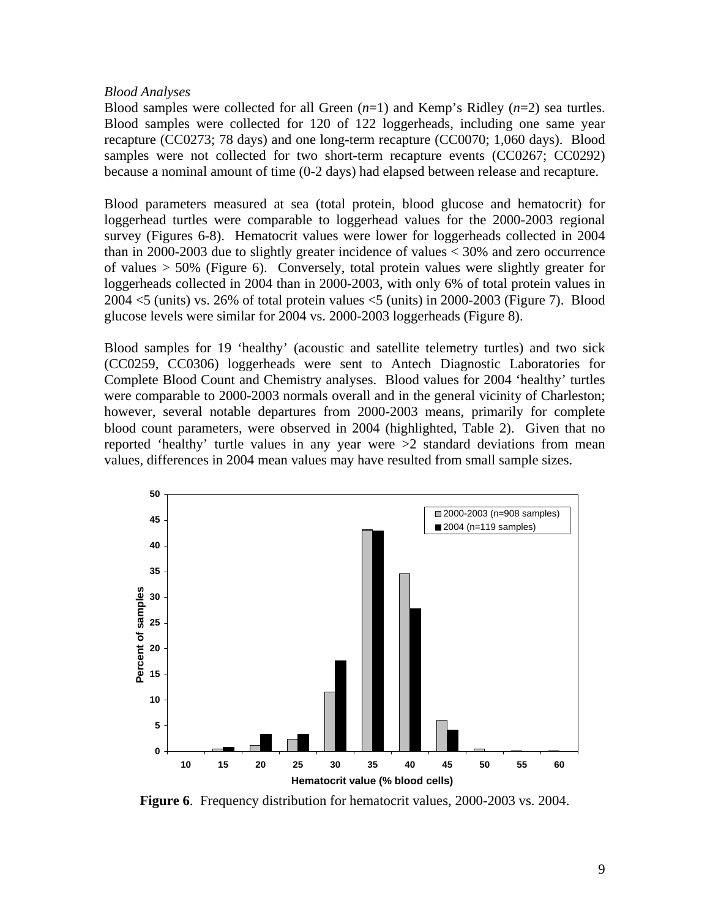*Blood Analyses*

Blood samples were collected for all Green (*n*=1) and Kemp's Ridley (*n*=2) sea turtles. Blood samples were collected for 120 of 122 loggerheads, including one same year recapture (CC0273; 78 days) and one long-term recapture (CC0070; 1,060 days). Blood samples were not collected for two short-term recapture events (CC0267; CC0292) because a nominal amount of time (0-2 days) had elapsed between release and recapture.

Blood parameters measured at sea (total protein, blood glucose and hematocrit) for loggerhead turtles were comparable to loggerhead values for the 2000-2003 regional survey (Figures 6-8). Hematocrit values were lower for loggerheads collected in 2004 than in 2000-2003 due to slightly greater incidence of values < 30% and zero occurrence of values > 50% (Figure 6). Conversely, total protein values were slightly greater for loggerheads collected in 2004 than in 2000-2003, with only 6% of total protein values in 2004 <5 (units) vs. 26% of total protein values <5 (units) in 2000-2003 (Figure 7). Blood glucose levels were similar for 2004 vs. 2000-2003 loggerheads (Figure 8).

Blood samples for 19 'healthy' (acoustic and satellite telemetry turtles) and two sick (CC0259, CC0306) loggerheads were sent to Antech Diagnostic Laboratories for Complete Blood Count and Chemistry analyses. Blood values for 2004 'healthy' turtles were comparable to 2000-2003 normals overall and in the general vicinity of Charleston; however, several notable departures from 2000-2003 means, primarily for complete blood count parameters, were observed in 2004 (highlighted, Table 2). Given that no reported 'healthy' turtle values in any year were >2 standard deviations from mean values, differences in 2004 mean values may have resulted from small sample sizes.

**Figure 6**. Frequency distribution for hematocrit values, 2000-2003 vs. 2004.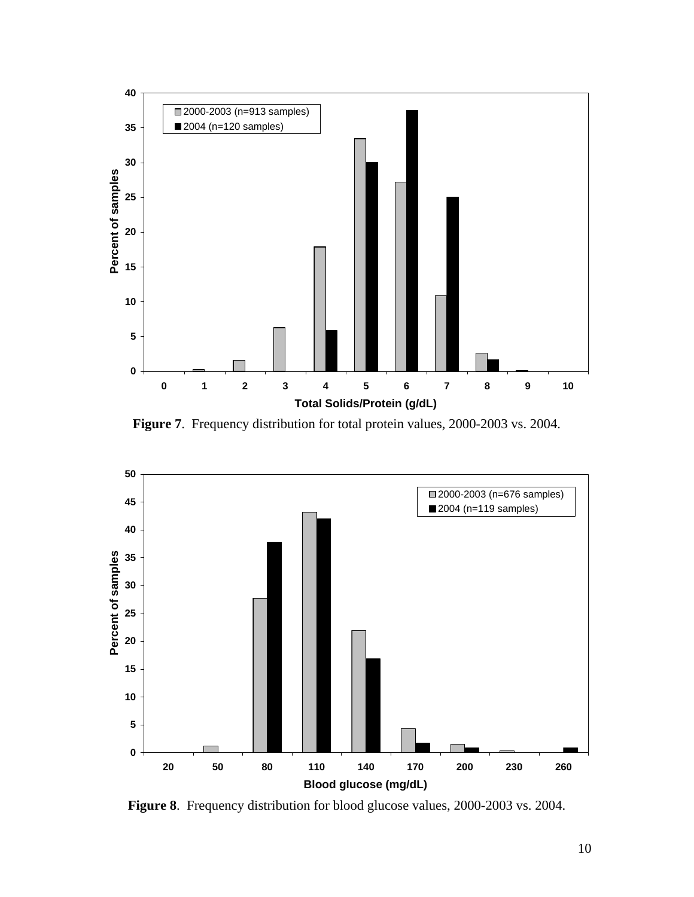**Figure 7**. Frequency distribution for total protein values, 2000-2003 vs. 2004.

**Figure 8**. Frequency distribution for blood glucose values, 2000-2003 vs. 2004.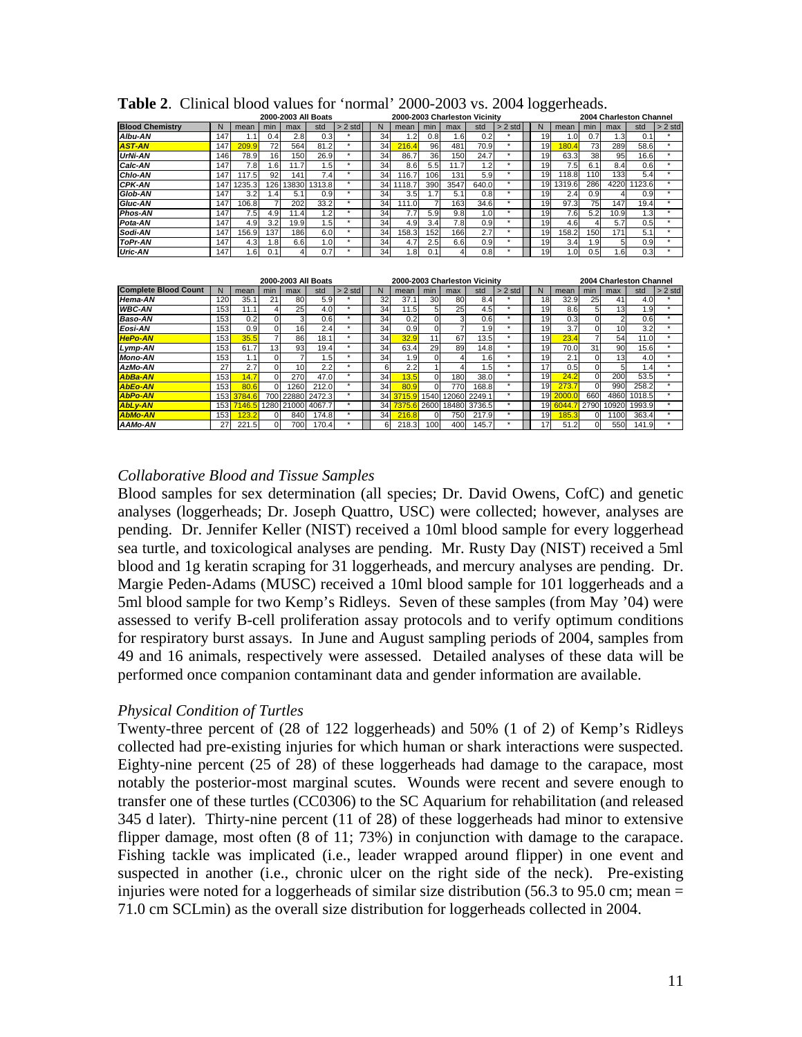**Table 2**. Clinical blood values for 'normal' 2000-2003 vs. 2004 loggerheads.

| | 2000-2003 All Boats | | | | | | 2000-2003 Charleston Vicinity | | | | | | 2004 Charleston Channel | | | | | |
|---|---|---|---|---|---|---|---|---|---|---|---|---|---|---|---|---|---|---|
| **Blood Chemistry** | N | mean | min | max | std | > 2 std | N | mean | min | max | std | > 2 std | N | mean | min | max | std | > 2 std |
| *Albu-AN* | 147 | 1.1 | 0.4 | 2.8 | 0.3 | * | 34 | 1.2 | 0.8 | 1.6 | 0.2 | * | 19 | 1.0 | 0.7 | 1.3 | 0.1 | * |
| *AST-AN* | 147 | 209.9 | 72 | 564 | 81.2 | * | 34 | 216.4 | 96 | 481 | 70.9 | * | 19 | 180.4 | 73 | 289 | 58.6 | * |
| *UrNi-AN* | 146 | 78.9 | 16 | 150 | 26.9 | * | 34 | 86.7 | 36 | 150 | 24.7 | * | 19 | 63.3 | 38 | 95 | 16.6 | * |
| *Calc-AN* | 147 | 7.8 | 1.6 | 11.7 | 1.5 | * | 34 | 8.6 | 5.5 | 11.7 | 1.2 | * | 19 | 7.5 | 6.1 | 8.4 | 0.6 | * |
| *Chlo-AN* | 147 | 117.5 | 92 | 141 | 7.4 | * | 34 | 116.7 | 106 | 131 | 5.9 | * | 19 | 118.8 | 110 | 133 | 5.4 | * |
| *CPK-AN* | 147 | 1235.3 | 126 | 13830 | 1313.8 | * | 34 | 1118.7 | 390 | 3547 | 640.0 | * | 19 | 1319.6 | 286 | 4220 | 1123.6 | * |
| *Glob-AN* | 147 | 3.2 | 1.4 | 5.1 | 0.9 | * | 34 | 3.5 | 1.7 | 5.1 | 0.8 | * | 19 | 2.4 | 0.9 | 4 | 0.9 | * |
| *Gluc-AN* | 147 | 106.8 | 7 | 202 | 33.2 | * | 34 | 111.0 | 7 | 163 | 34.6 | * | 19 | 97.3 | 75 | 147 | 19.4 | * |
| *Phos-AN* | 147 | 7.5 | 4.9 | 11.4 | 1.2 | * | 34 | 7.7 | 5.9 | 9.8 | 1.0 | * | 19 | 7.6 | 5.2 | 10.9 | 1.3 | * |
| *Pota-AN* | 147 | 4.9 | 3.2 | 19.9 | 1.5 | * | 34 | 4.9 | 3.4 | 7.8 | 0.9 | * | 19 | 4.6 | 4 | 5.7 | 0.5 | * |
| *Sodi-AN* | 147 | 156.9 | 137 | 186 | 6.0 | * | 34 | 158.3 | 152 | 166 | 2.7 | * | 19 | 158.2 | 150 | 171 | 5.1 | * |
| *ToPr-AN* | 147 | 4.3 | 1.8 | 6.6 | 1.0 | * | 34 | 4.7 | 2.5 | 6.6 | 0.9 | * | 19 | 3.4 | 1.9 | 5 | 0.9 | * |
| *Uric-AN* | 147 | 1.6 | 0.1 | 4 | 0.7 | * | 34 | 1.8 | 0.1 | 4 | 0.8 | * | 19 | 1.0 | 0.5 | 1.6 | 0.3 | * |

| | 2000-2003 All Boats | | | | | | 2000-2003 Charleston Vicinity | | | | | | 2004 Charleston Channel | | | | | |
|---|---|---|---|---|---|---|---|---|---|---|---|---|---|---|---|---|---|---|
| **Complete Blood Count** | N | mean | min | max | std | > 2 std | N | mean | min | max | std | > 2 std | N | mean | min | max | std | > 2 std |
| *Hema-AN* | 120 | 35.1 | 21 | 80 | 5.9 | * | 32 | 37.1 | 30 | 80 | 8.4 | * | 18 | 32.9 | 25 | 41 | 4.0 | * |
| *WBC-AN* | 153 | 11.1 | 4 | 25 | 4.0 | * | 34 | 11.5 | 5 | 25 | 4.5 | * | 19 | 8.6 | 5 | 13 | 1.9 | * |
| *Baso-AN* | 153 | 0.2 | 0 | 3 | 0.6 | * | 34 | 0.2 | 0 | 3 | 0.6 | * | 19 | 0.3 | 0 | 2 | 0.6 | * |
| *Eosi-AN* | 153 | 0.9 | 0 | 16 | 2.4 | * | 34 | 0.9 | 0 | 7 | 1.9 | * | 19 | 3.7 | 0 | 10 | 3.2 | * |
| *HePo-AN* | 153 | 35.5 | 7 | 86 | 18.1 | * | 34 | 32.9 | 11 | 67 | 13.5 | * | 19 | 23.4 | 7 | 54 | 11.0 | * |
| *Lymp-AN* | 153 | 61.7 | 13 | 93 | 19.4 | * | 34 | 63.4 | 29 | 89 | 14.8 | * | 19 | 70.0 | 31 | 90 | 15.6 | * |
| *Mono-AN* | 153 | 1.1 | 0 | 7 | 1.5 | * | 34 | 1.9 | 0 | 4 | 1.6 | * | 19 | 2.1 | 0 | 13 | 4.0 | * |
| *AzMo-AN* | 27 | 2.7 | 0 | 10 | 2.2 | * | 6 | 2.2 | 1 | 4 | 1.5 | * | 17 | 0.5 | 0 | 5 | 1.4 | * |
| *AbBa-AN* | 153 | 14.7 | 0 | 270 | 47.0 | * | 34 | 13.5 | 0 | 180 | 38.0 | * | 19 | 24.2 | 0 | 200 | 53.5 | * |
| *AbEo-AN* | 153 | 80.6 | 0 | 1260 | 212.0 | * | 34 | 80.9 | 0 | 770 | 168.8 | * | 19 | 273.7 | 0 | 990 | 258.2 | * |
| *AbPo-AN* | 153 | 3784.6 | 700 | 22880 | 2472.3 | * | 34 | 3715.9 | 1540 | 12060 | 2249.1 | * | 19 | 2000.0 | 660 | 4860 | 1018.5 | * |
| *AbLy-AN* | 153 | 7146.5 | 1280 | 21000 | 4067.7 | * | 34 | 7375.6 | 2600 | 18480 | 3736.5 | * | 19 | 6044.7 | 2790 | 10920 | 1993.9 | * |
| *AbMo-AN* | 153 | 123.2 | 0 | 840 | 174.8 | * | 34 | 216.8 | 0 | 750 | 217.9 | * | 19 | 185.3 | 0 | 1100 | 363.4 | * |
| *AAMo-AN* | 27 | 221.5 | 0 | 700 | 170.4 | * | 6 | 218.3 | 100 | 400 | 145.7 | * | 17 | 51.2 | 0 | 550 | 141.9 | * |

### *Collaborative Blood and Tissue Samples*

Blood samples for sex determination (all species; Dr. David Owens, CofC) and genetic analyses (loggerheads; Dr. Joseph Quattro, USC) were collected; however, analyses are pending. Dr. Jennifer Keller (NIST) received a 10ml blood sample for every loggerhead sea turtle, and toxicological analyses are pending. Mr. Rusty Day (NIST) received a 5ml blood and 1g keratin scraping for 31 loggerheads, and mercury analyses are pending. Dr. Margie Peden-Adams (MUSC) received a 10ml blood sample for 101 loggerheads and a 5ml blood sample for two Kemp's Ridleys. Seven of these samples (from May '04) were assessed to verify B-cell proliferation assay protocols and to verify optimum conditions for respiratory burst assays. In June and August sampling periods of 2004, samples from 49 and 16 animals, respectively were assessed. Detailed analyses of these data will be performed once companion contaminant data and gender information are available.

### *Physical Condition of Turtles*

Twenty-three percent of (28 of 122 loggerheads) and 50% (1 of 2) of Kemp's Ridleys collected had pre-existing injuries for which human or shark interactions were suspected. Eighty-nine percent (25 of 28) of these loggerheads had damage to the carapace, most notably the posterior-most marginal scutes. Wounds were recent and severe enough to transfer one of these turtles (CC0306) to the SC Aquarium for rehabilitation (and released 345 d later). Thirty-nine percent (11 of 28) of these loggerheads had minor to extensive flipper damage, most often (8 of 11; 73%) in conjunction with damage to the carapace. Fishing tackle was implicated (i.e., leader wrapped around flipper) in one event and suspected in another (i.e., chronic ulcer on the right side of the neck). Pre-existing injuries were noted for a loggerheads of similar size distribution (56.3 to 95.0 cm; mean = 71.0 cm SCLmin) as the overall size distribution for loggerheads collected in 2004.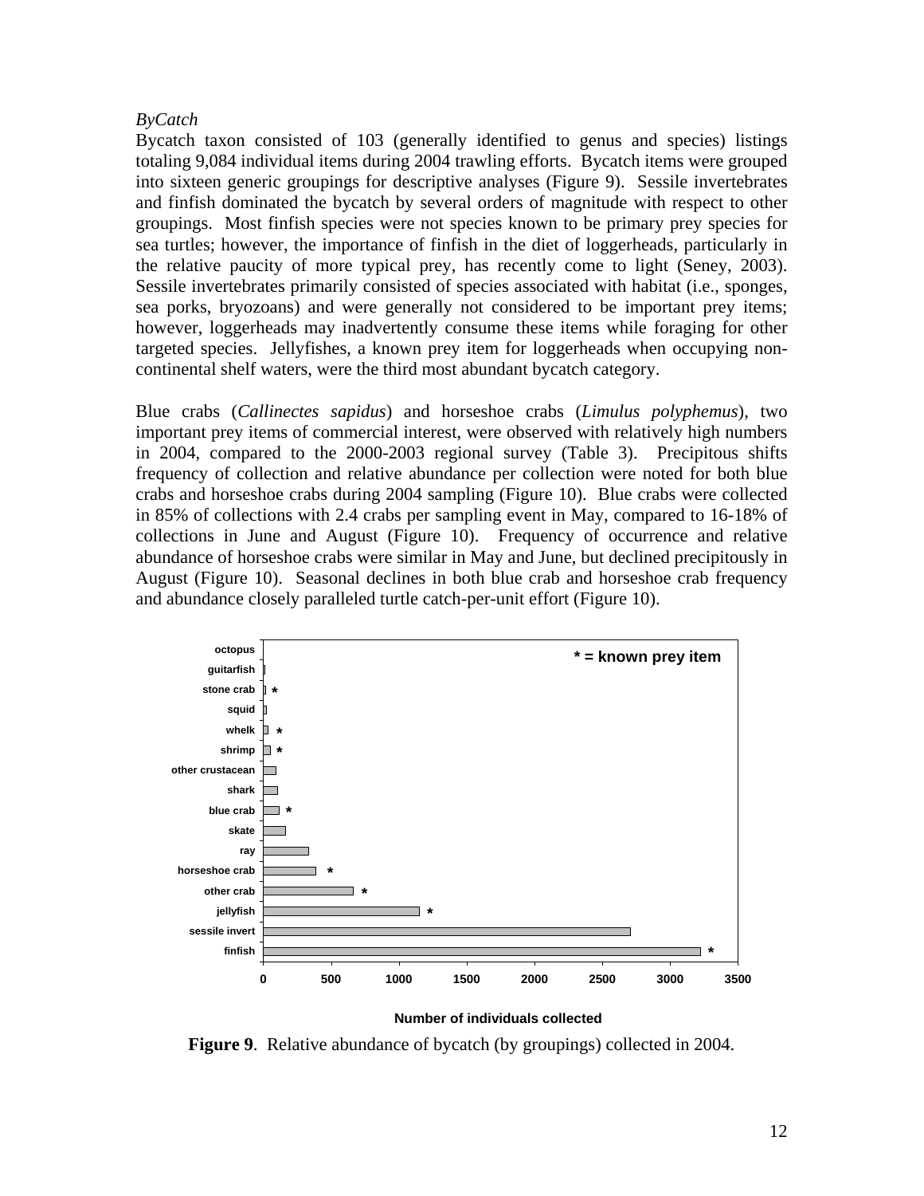*ByCatch*

Bycatch taxon consisted of 103 (generally identified to genus and species) listings totaling 9,084 individual items during 2004 trawling efforts. Bycatch items were grouped into sixteen generic groupings for descriptive analyses (Figure 9). Sessile invertebrates and finfish dominated the bycatch by several orders of magnitude with respect to other groupings. Most finfish species were not species known to be primary prey species for sea turtles; however, the importance of finfish in the diet of loggerheads, particularly in the relative paucity of more typical prey, has recently come to light (Seney, 2003). Sessile invertebrates primarily consisted of species associated with habitat (i.e., sponges, sea porks, bryozoans) and were generally not considered to be important prey items; however, loggerheads may inadvertently consume these items while foraging for other targeted species. Jellyfishes, a known prey item for loggerheads when occupying non-continental shelf waters, were the third most abundant bycatch category.

Blue crabs (*Callinectes sapidus*) and horseshoe crabs (*Limulus polyphemus*), two important prey items of commercial interest, were observed with relatively high numbers in 2004, compared to the 2000-2003 regional survey (Table 3). Precipitous shifts frequency of collection and relative abundance per collection were noted for both blue crabs and horseshoe crabs during 2004 sampling (Figure 10). Blue crabs were collected in 85% of collections with 2.4 crabs per sampling event in May, compared to 16-18% of collections in June and August (Figure 10). Frequency of occurrence and relative abundance of horseshoe crabs were similar in May and June, but declined precipitously in August (Figure 10). Seasonal declines in both blue crab and horseshoe crab frequency and abundance closely paralleled turtle catch-per-unit effort (Figure 10).

**Figure 9**. Relative abundance of bycatch (by groupings) collected in 2004.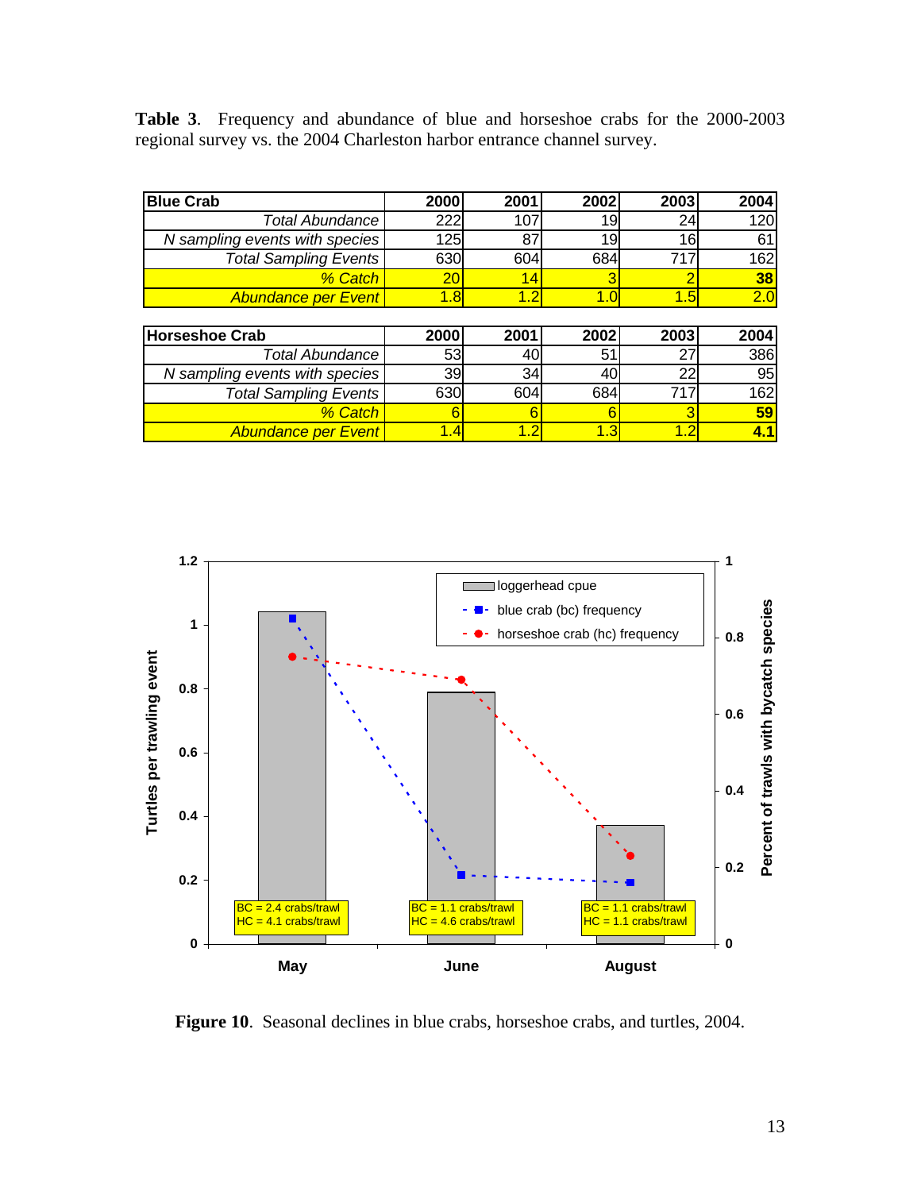**Table 3**. Frequency and abundance of blue and horseshoe crabs for the 2000-2003 regional survey vs. the 2004 Charleston harbor entrance channel survey.

| Blue Crab | 2000 | 2001 | 2002 | 2003 | 2004 |
|---|---|---|---|---|---|
| *Total Abundance* | 222 | 107 | 19 | 24 | 120 |
| *N sampling events with species* | 125 | 87 | 19 | 16 | 61 |
| *Total Sampling Events* | 630 | 604 | 684 | 717 | 162 |
| *% Catch* | 20 | 14 | 3 | 2 | **38** |
| *Abundance per Event* | 1.8 | 1.2 | 1.0 | 1.5 | 2.0 |

| Horseshoe Crab | 2000 | 2001 | 2002 | 2003 | 2004 |
|---|---|---|---|---|---|
| *Total Abundance* | 53 | 40 | 51 | 27 | 386 |
| *N sampling events with species* | 39 | 34 | 40 | 22 | 95 |
| *Total Sampling Events* | 630 | 604 | 684 | 717 | 162 |
| *% Catch* | 6 | 6 | 6 | 3 | **59** |
| *Abundance per Event* | 1.4 | 1.2 | 1.3 | 1.2 | **4.1** |

**Figure 10**. Seasonal declines in blue crabs, horseshoe crabs, and turtles, 2004.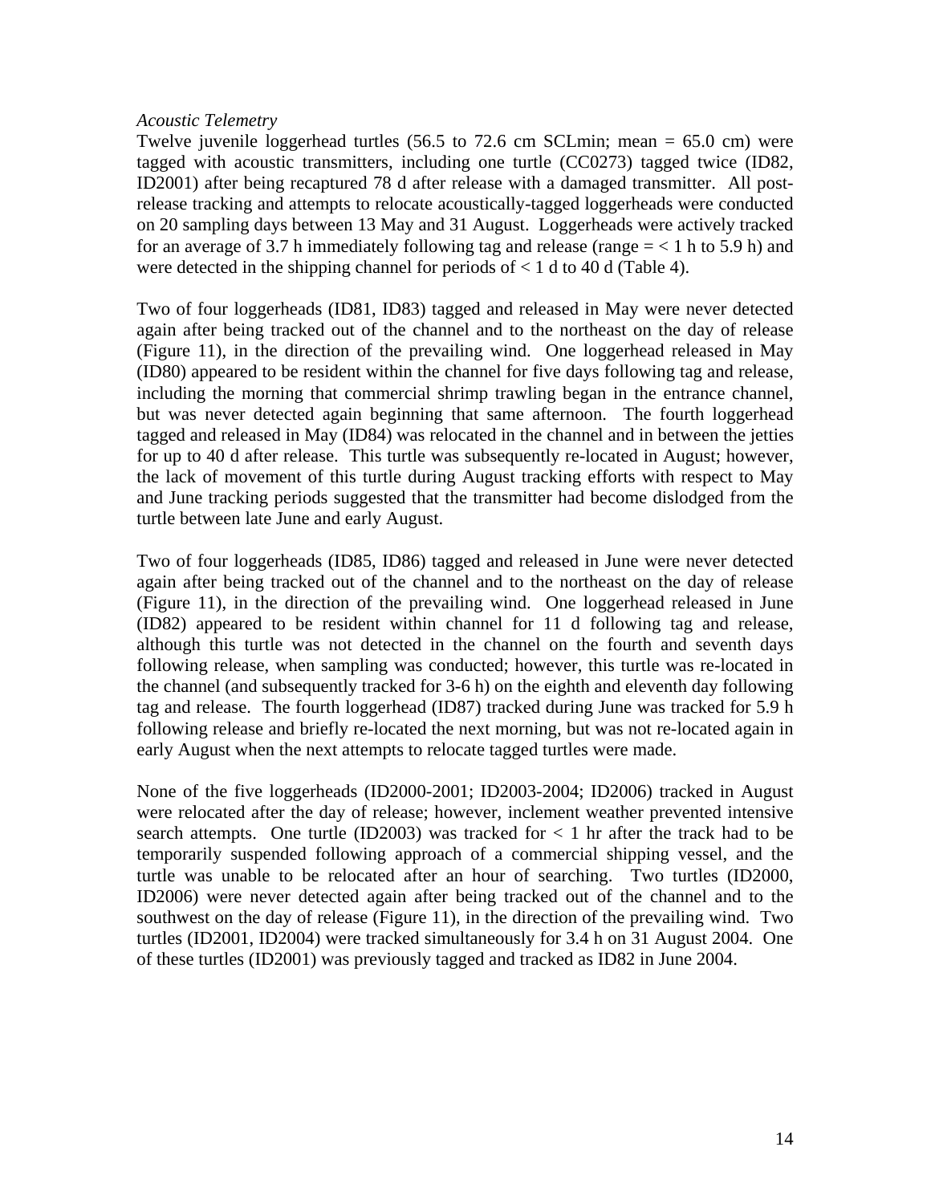*Acoustic Telemetry*

Twelve juvenile loggerhead turtles (56.5 to 72.6 cm SCLmin; mean = 65.0 cm) were tagged with acoustic transmitters, including one turtle (CC0273) tagged twice (ID82, ID2001) after being recaptured 78 d after release with a damaged transmitter. All post-release tracking and attempts to relocate acoustically-tagged loggerheads were conducted on 20 sampling days between 13 May and 31 August. Loggerheads were actively tracked for an average of 3.7 h immediately following tag and release (range = < 1 h to 5.9 h) and were detected in the shipping channel for periods of < 1 d to 40 d (Table 4).

Two of four loggerheads (ID81, ID83) tagged and released in May were never detected again after being tracked out of the channel and to the northeast on the day of release (Figure 11), in the direction of the prevailing wind. One loggerhead released in May (ID80) appeared to be resident within the channel for five days following tag and release, including the morning that commercial shrimp trawling began in the entrance channel, but was never detected again beginning that same afternoon. The fourth loggerhead tagged and released in May (ID84) was relocated in the channel and in between the jetties for up to 40 d after release. This turtle was subsequently re-located in August; however, the lack of movement of this turtle during August tracking efforts with respect to May and June tracking periods suggested that the transmitter had become dislodged from the turtle between late June and early August.

Two of four loggerheads (ID85, ID86) tagged and released in June were never detected again after being tracked out of the channel and to the northeast on the day of release (Figure 11), in the direction of the prevailing wind. One loggerhead released in June (ID82) appeared to be resident within channel for 11 d following tag and release, although this turtle was not detected in the channel on the fourth and seventh days following release, when sampling was conducted; however, this turtle was re-located in the channel (and subsequently tracked for 3-6 h) on the eighth and eleventh day following tag and release. The fourth loggerhead (ID87) tracked during June was tracked for 5.9 h following release and briefly re-located the next morning, but was not re-located again in early August when the next attempts to relocate tagged turtles were made.

None of the five loggerheads (ID2000-2001; ID2003-2004; ID2006) tracked in August were relocated after the day of release; however, inclement weather prevented intensive search attempts. One turtle (ID2003) was tracked for < 1 hr after the track had to be temporarily suspended following approach of a commercial shipping vessel, and the turtle was unable to be relocated after an hour of searching. Two turtles (ID2000, ID2006) were never detected again after being tracked out of the channel and to the southwest on the day of release (Figure 11), in the direction of the prevailing wind. Two turtles (ID2001, ID2004) were tracked simultaneously for 3.4 h on 31 August 2004. One of these turtles (ID2001) was previously tagged and tracked as ID82 in June 2004.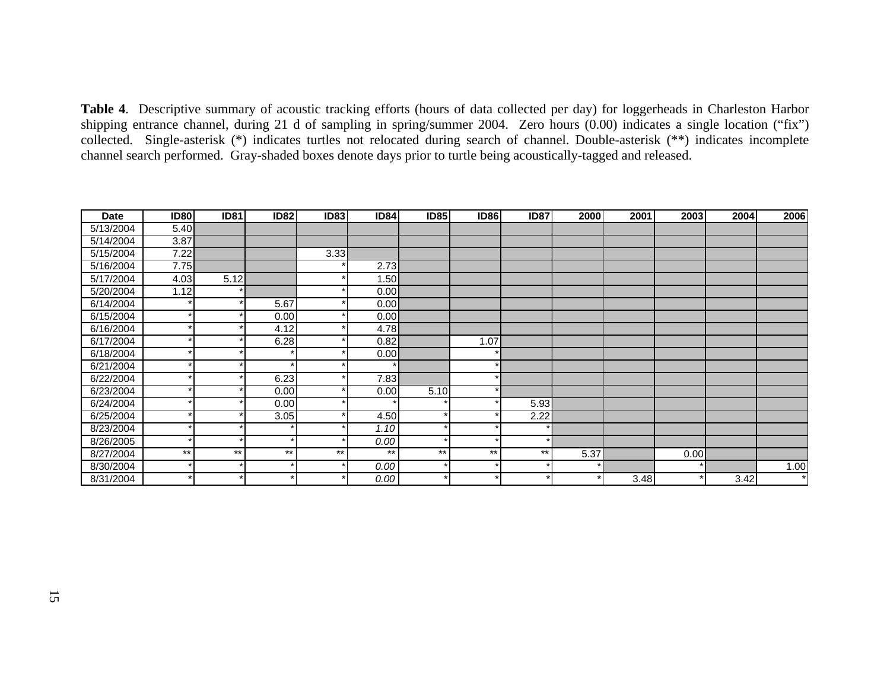**Table 4**. Descriptive summary of acoustic tracking efforts (hours of data collected per day) for loggerheads in Charleston Harbor shipping entrance channel, during 21 d of sampling in spring/summer 2004. Zero hours (0.00) indicates a single location ("fix") collected. Single-asterisk (*) indicates turtles not relocated during search of channel. Double-asterisk (**) indicates incomplete channel search performed. Gray-shaded boxes denote days prior to turtle being acoustically-tagged and released.

| Date | ID80 | ID81 | ID82 | ID83 | ID84 | ID85 | ID86 | ID87 | 2000 | 2001 | 2003 | 2004 | 2006 |
|---|---|---|---|---|---|---|---|---|---|---|---|---|---|
| 5/13/2004 | 5.40 | | | | | | | | | | | | |
| 5/14/2004 | 3.87 | | | | | | | | | | | | |
| 5/15/2004 | 7.22 | | | 3.33 | | | | | | | | | |
| 5/16/2004 | 7.75 | | | * | 2.73 | | | | | | | | |
| 5/17/2004 | 4.03 | 5.12 | | * | 1.50 | | | | | | | | |
| 5/20/2004 | 1.12 | * | | * | 0.00 | | | | | | | | |
| 6/14/2004 | * | * | 5.67 | * | 0.00 | | | | | | | | |
| 6/15/2004 | * | * | 0.00 | * | 0.00 | | | | | | | | |
| 6/16/2004 | * | * | 4.12 | * | 4.78 | | | | | | | | |
| 6/17/2004 | * | * | 6.28 | * | 0.82 | | 1.07 | | | | | | |
| 6/18/2004 | * | * | * | * | 0.00 | | * | | | | | | |
| 6/21/2004 | * | * | * | * | * | | * | | | | | | |
| 6/22/2004 | * | * | 6.23 | * | 7.83 | | * | | | | | | |
| 6/23/2004 | * | * | 0.00 | * | 0.00 | 5.10 | * | | | | | | |
| 6/24/2004 | * | * | 0.00 | * | * | * | * | 5.93 | | | | | |
| 6/25/2004 | * | * | 3.05 | * | 4.50 | * | * | 2.22 | | | | | |
| 8/23/2004 | * | * | * | * | *1.10* | * | * | * | | | | | |
| 8/26/2005 | * | * | * | * | *0.00* | * | * | * | | | | | |
| 8/27/2004 | ** | ** | ** | ** | ** | ** | ** | ** | 5.37 | | 0.00 | | |
| 8/30/2004 | * | * | * | * | *0.00* | * | * | * | * | | * | | 1.00 |
| 8/31/2004 | * | * | * | * | *0.00* | * | * | * | * | 3.48 | * | 3.42 | * |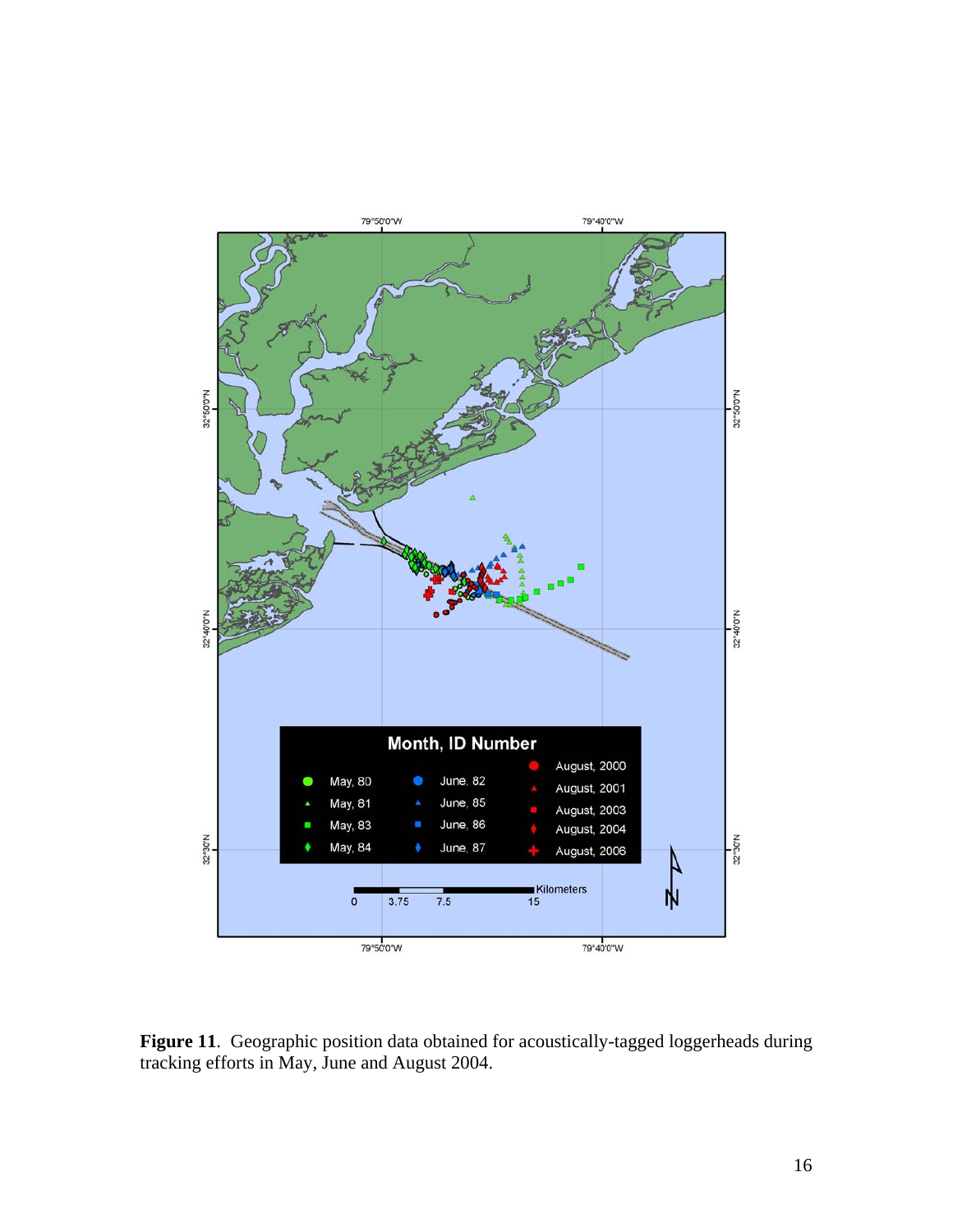**Figure 11**. Geographic position data obtained for acoustically-tagged loggerheads during tracking efforts in May, June and August 2004.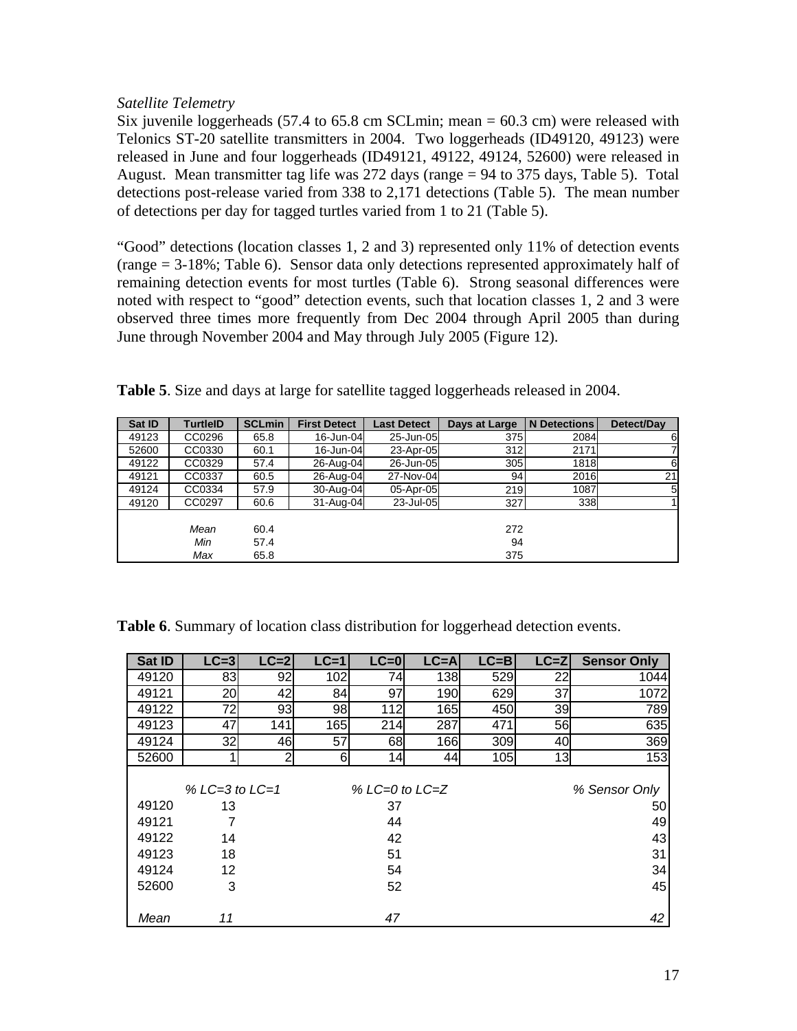*Satellite Telemetry*

Six juvenile loggerheads (57.4 to 65.8 cm SCLmin; mean = 60.3 cm) were released with Telonics ST-20 satellite transmitters in 2004. Two loggerheads (ID49120, 49123) were released in June and four loggerheads (ID49121, 49122, 49124, 52600) were released in August. Mean transmitter tag life was 272 days (range = 94 to 375 days, Table 5). Total detections post-release varied from 338 to 2,171 detections (Table 5). The mean number of detections per day for tagged turtles varied from 1 to 21 (Table 5).

"Good" detections (location classes 1, 2 and 3) represented only 11% of detection events (range = 3-18%; Table 6). Sensor data only detections represented approximately half of remaining detection events for most turtles (Table 6). Strong seasonal differences were noted with respect to "good" detection events, such that location classes 1, 2 and 3 were observed three times more frequently from Dec 2004 through April 2005 than during June through November 2004 and May through July 2005 (Figure 12).

**Table 5**. Size and days at large for satellite tagged loggerheads released in 2004.

| Sat ID | TurtleID | SCLmin | First Detect | Last Detect | Days at Large | N Detections | Detect/Day |
|---|---|---|---|---|---|---|---|
| 49123 | CC0296 | 65.8 | 16-Jun-04 | 25-Jun-05 | 375 | 2084 | 6 |
| 52600 | CC0330 | 60.1 | 16-Jun-04 | 23-Apr-05 | 312 | 2171 | 7 |
| 49122 | CC0329 | 57.4 | 26-Aug-04 | 26-Jun-05 | 305 | 1818 | 6 |
| 49121 | CC0337 | 60.5 | 26-Aug-04 | 27-Nov-04 | 94 | 2016 | 21 |
| 49124 | CC0334 | 57.9 | 30-Aug-04 | 05-Apr-05 | 219 | 1087 | 5 |
| 49120 | CC0297 | 60.6 | 31-Aug-04 | 23-Jul-05 | 327 | 338 | 1 |
| | *Mean* | 60.4 | | | 272 | | |
| | *Min* | 57.4 | | | 94 | | |
| | *Max* | 65.8 | | | 375 | | |

**Table 6**. Summary of location class distribution for loggerhead detection events.

| Sat ID | LC=3 | LC=2 | LC=1 | LC=0 | LC=A | LC=B | LC=Z | Sensor Only |
|---|---|---|---|---|---|---|---|---|
| 49120 | 83 | 92 | 102 | 74 | 138 | 529 | 22 | 1044 |
| 49121 | 20 | 42 | 84 | 97 | 190 | 629 | 37 | 1072 |
| 49122 | 72 | 93 | 98 | 112 | 165 | 450 | 39 | 789 |
| 49123 | 47 | 141 | 165 | 214 | 287 | 471 | 56 | 635 |
| 49124 | 32 | 46 | 57 | 68 | 166 | 309 | 40 | 369 |
| 52600 | 1 | 2 | 6 | 14 | 44 | 105 | 13 | 153 |

| | *% LC=3 to LC=1* | *% LC=0 to LC=Z* | *% Sensor Only* |
|---|---|---|---|
| 49120 | 13 | 37 | 50 |
| 49121 | 7 | 44 | 49 |
| 49122 | 14 | 42 | 43 |
| 49123 | 18 | 51 | 31 |
| 49124 | 12 | 54 | 34 |
| 52600 | 3 | 52 | 45 |
| *Mean* | *11* | *47* | *42* |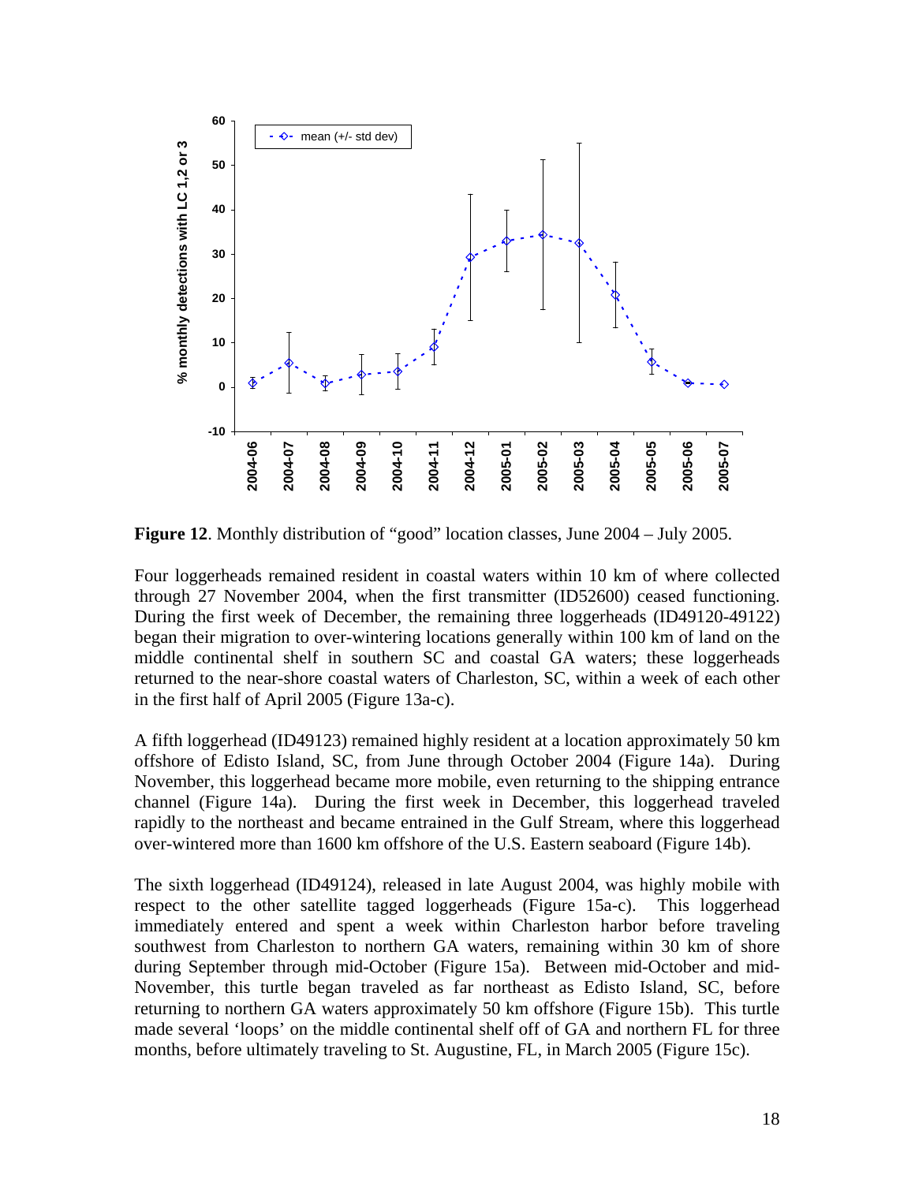**Figure 12**. Monthly distribution of “good” location classes, June 2004 – July 2005.

Four loggerheads remained resident in coastal waters within 10 km of where collected through 27 November 2004, when the first transmitter (ID52600) ceased functioning. During the first week of December, the remaining three loggerheads (ID49120-49122) began their migration to over-wintering locations generally within 100 km of land on the middle continental shelf in southern SC and coastal GA waters; these loggerheads returned to the near-shore coastal waters of Charleston, SC, within a week of each other in the first half of April 2005 (Figure 13a-c).

A fifth loggerhead (ID49123) remained highly resident at a location approximately 50 km offshore of Edisto Island, SC, from June through October 2004 (Figure 14a). During November, this loggerhead became more mobile, even returning to the shipping entrance channel (Figure 14a). During the first week in December, this loggerhead traveled rapidly to the northeast and became entrained in the Gulf Stream, where this loggerhead over-wintered more than 1600 km offshore of the U.S. Eastern seaboard (Figure 14b).

The sixth loggerhead (ID49124), released in late August 2004, was highly mobile with respect to the other satellite tagged loggerheads (Figure 15a-c). This loggerhead immediately entered and spent a week within Charleston harbor before traveling southwest from Charleston to northern GA waters, remaining within 30 km of shore during September through mid-October (Figure 15a). Between mid-October and mid-November, this turtle began traveled as far northeast as Edisto Island, SC, before returning to northern GA waters approximately 50 km offshore (Figure 15b). This turtle made several ‘loops’ on the middle continental shelf off of GA and northern FL for three months, before ultimately traveling to St. Augustine, FL, in March 2005 (Figure 15c).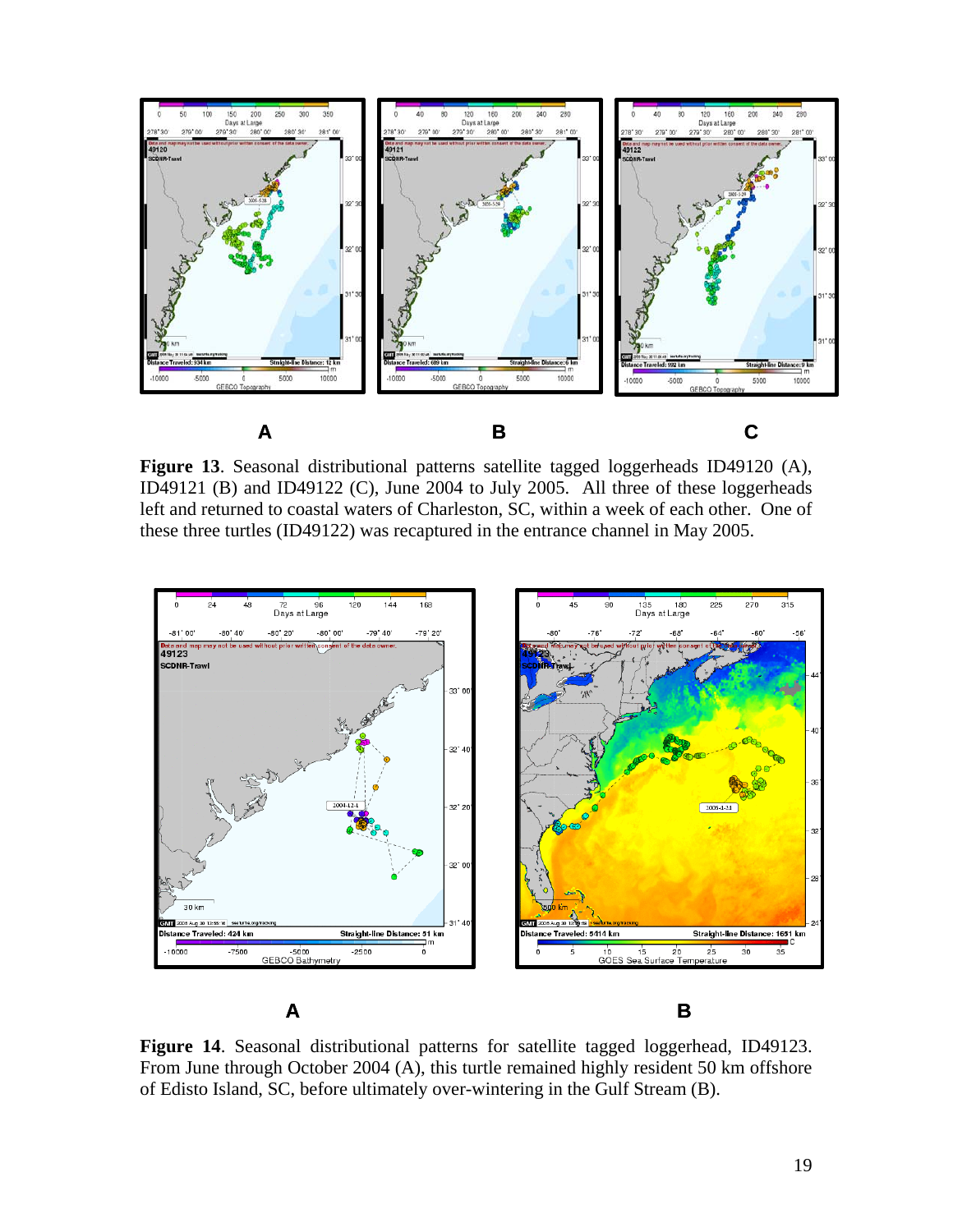**A** **B** **C**

**Figure 13**. Seasonal distributional patterns satellite tagged loggerheads ID49120 (A), ID49121 (B) and ID49122 (C), June 2004 to July 2005. All three of these loggerheads left and returned to coastal waters of Charleston, SC, within a week of each other. One of these three turtles (ID49122) was recaptured in the entrance channel in May 2005.

**A** **B**

**Figure 14**. Seasonal distributional patterns for satellite tagged loggerhead, ID49123. From June through October 2004 (A), this turtle remained highly resident 50 km offshore of Edisto Island, SC, before ultimately over-wintering in the Gulf Stream (B).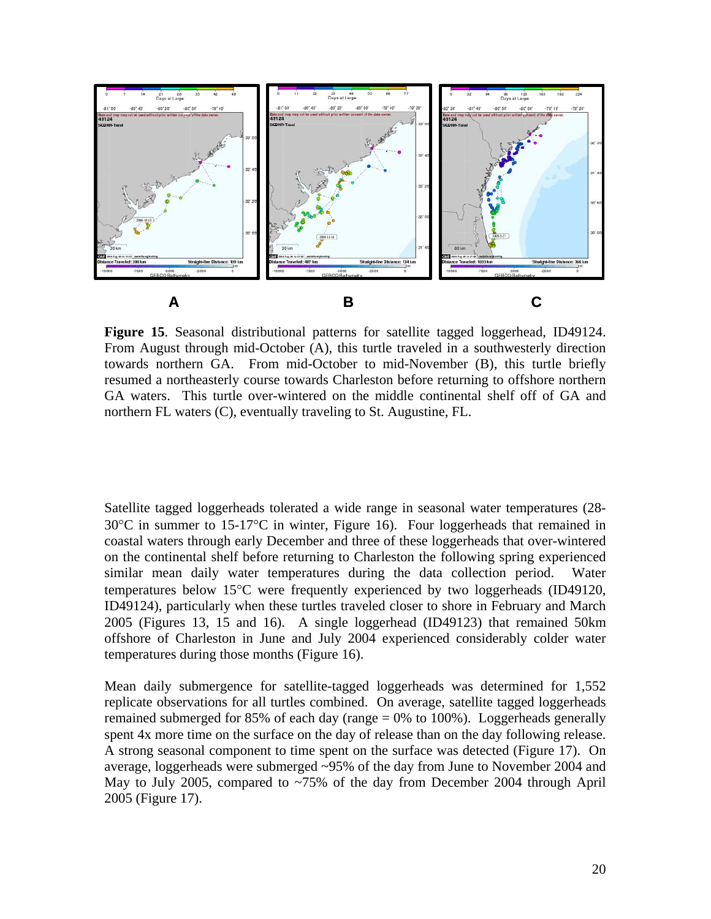A B C

**Figure 15**. Seasonal distributional patterns for satellite tagged loggerhead, ID49124. From August through mid-October (A), this turtle traveled in a southwesterly direction towards northern GA. From mid-October to mid-November (B), this turtle briefly resumed a northeasterly course towards Charleston before returning to offshore northern GA waters. This turtle over-wintered on the middle continental shelf off of GA and northern FL waters (C), eventually traveling to St. Augustine, FL.

Satellite tagged loggerheads tolerated a wide range in seasonal water temperatures (28-30°C in summer to 15-17°C in winter, Figure 16). Four loggerheads that remained in coastal waters through early December and three of these loggerheads that over-wintered on the continental shelf before returning to Charleston the following spring experienced similar mean daily water temperatures during the data collection period. Water temperatures below 15°C were frequently experienced by two loggerheads (ID49120, ID49124), particularly when these turtles traveled closer to shore in February and March 2005 (Figures 13, 15 and 16). A single loggerhead (ID49123) that remained 50km offshore of Charleston in June and July 2004 experienced considerably colder water temperatures during those months (Figure 16).

Mean daily submergence for satellite-tagged loggerheads was determined for 1,552 replicate observations for all turtles combined. On average, satellite tagged loggerheads remained submerged for 85% of each day (range = 0% to 100%). Loggerheads generally spent 4x more time on the surface on the day of release than on the day following release. A strong seasonal component to time spent on the surface was detected (Figure 17). On average, loggerheads were submerged ~95% of the day from June to November 2004 and May to July 2005, compared to ~75% of the day from December 2004 through April 2005 (Figure 17).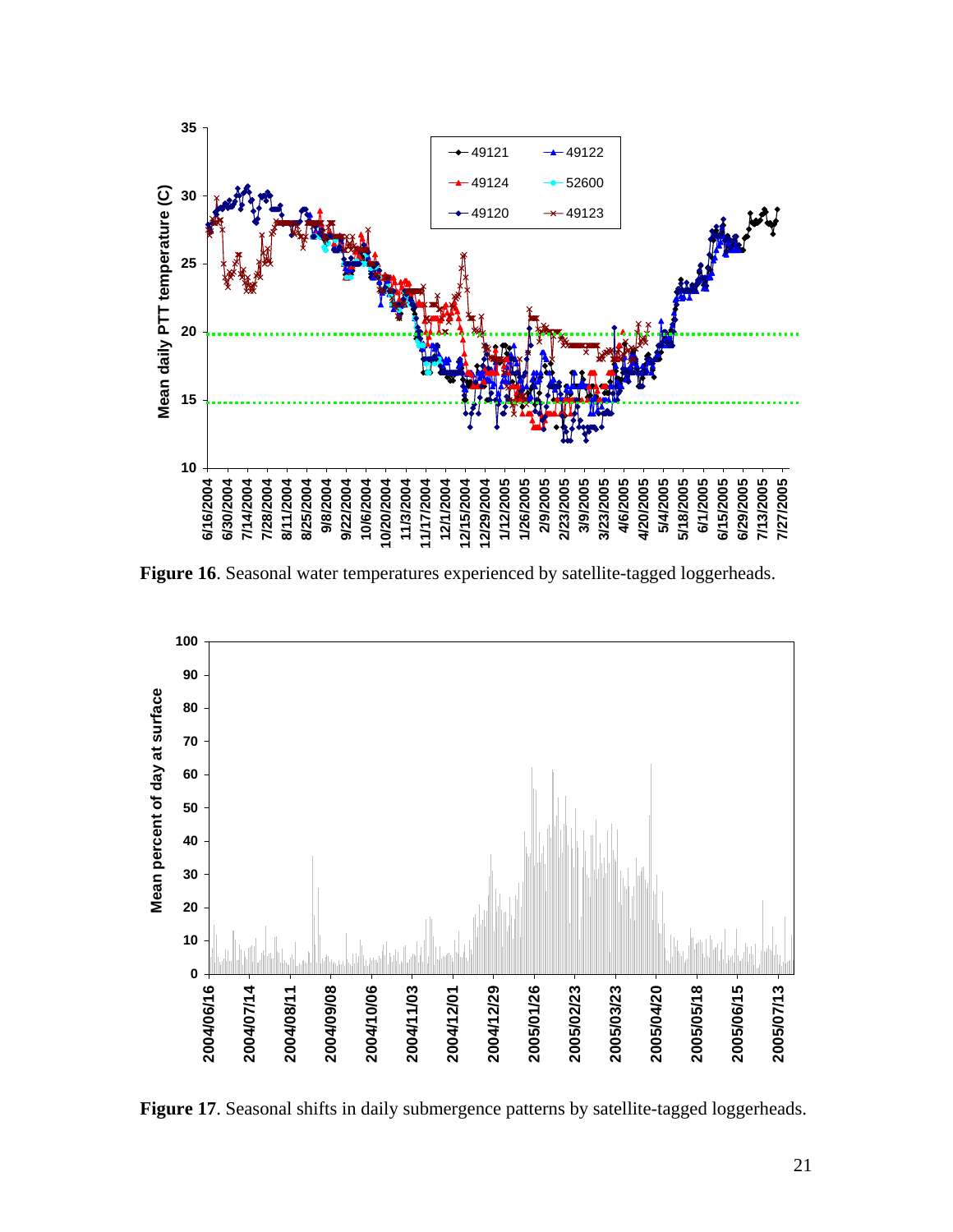**Figure 16**. Seasonal water temperatures experienced by satellite-tagged loggerheads.

**Figure 17**. Seasonal shifts in daily submergence patterns by satellite-tagged loggerheads.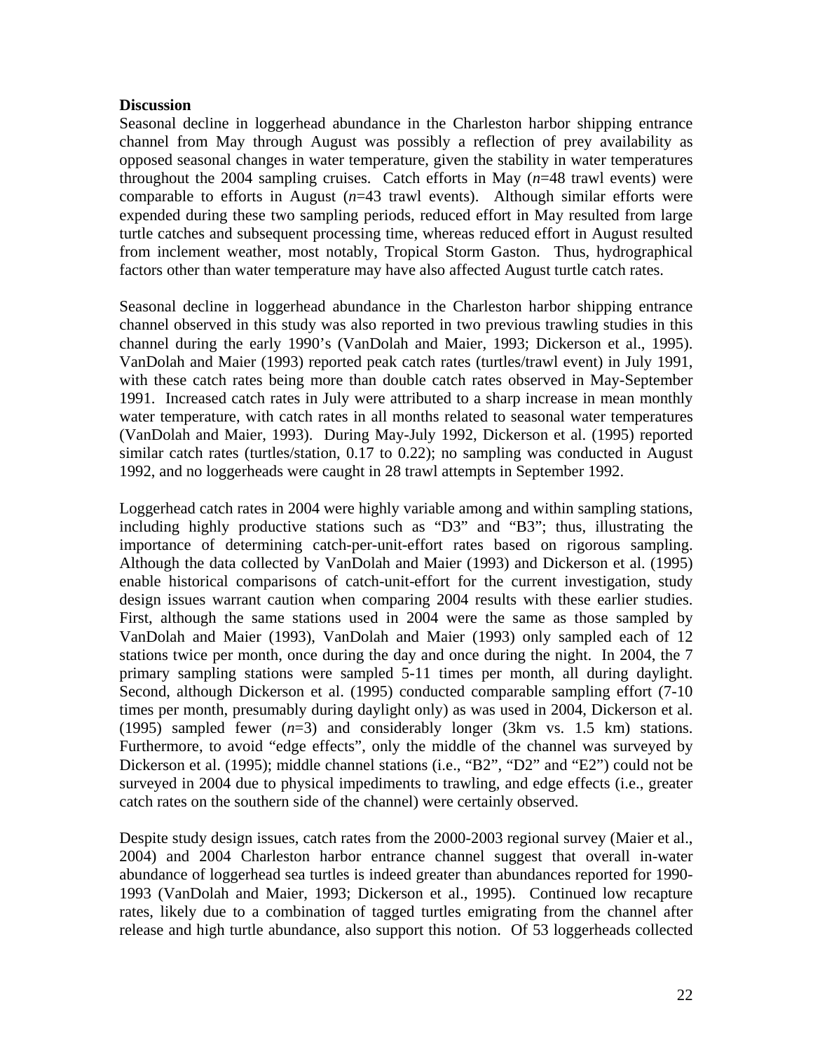**Discussion**

Seasonal decline in loggerhead abundance in the Charleston harbor shipping entrance channel from May through August was possibly a reflection of prey availability as opposed seasonal changes in water temperature, given the stability in water temperatures throughout the 2004 sampling cruises. Catch efforts in May (*n*=48 trawl events) were comparable to efforts in August (*n*=43 trawl events). Although similar efforts were expended during these two sampling periods, reduced effort in May resulted from large turtle catches and subsequent processing time, whereas reduced effort in August resulted from inclement weather, most notably, Tropical Storm Gaston. Thus, hydrographical factors other than water temperature may have also affected August turtle catch rates.

Seasonal decline in loggerhead abundance in the Charleston harbor shipping entrance channel observed in this study was also reported in two previous trawling studies in this channel during the early 1990's (VanDolah and Maier, 1993; Dickerson et al., 1995). VanDolah and Maier (1993) reported peak catch rates (turtles/trawl event) in July 1991, with these catch rates being more than double catch rates observed in May-September 1991. Increased catch rates in July were attributed to a sharp increase in mean monthly water temperature, with catch rates in all months related to seasonal water temperatures (VanDolah and Maier, 1993). During May-July 1992, Dickerson et al. (1995) reported similar catch rates (turtles/station, 0.17 to 0.22); no sampling was conducted in August 1992, and no loggerheads were caught in 28 trawl attempts in September 1992.

Loggerhead catch rates in 2004 were highly variable among and within sampling stations, including highly productive stations such as "D3" and "B3"; thus, illustrating the importance of determining catch-per-unit-effort rates based on rigorous sampling. Although the data collected by VanDolah and Maier (1993) and Dickerson et al. (1995) enable historical comparisons of catch-unit-effort for the current investigation, study design issues warrant caution when comparing 2004 results with these earlier studies. First, although the same stations used in 2004 were the same as those sampled by VanDolah and Maier (1993), VanDolah and Maier (1993) only sampled each of 12 stations twice per month, once during the day and once during the night. In 2004, the 7 primary sampling stations were sampled 5-11 times per month, all during daylight. Second, although Dickerson et al. (1995) conducted comparable sampling effort (7-10 times per month, presumably during daylight only) as was used in 2004, Dickerson et al. (1995) sampled fewer (*n*=3) and considerably longer (3km vs. 1.5 km) stations. Furthermore, to avoid "edge effects", only the middle of the channel was surveyed by Dickerson et al. (1995); middle channel stations (i.e., "B2", "D2" and "E2") could not be surveyed in 2004 due to physical impediments to trawling, and edge effects (i.e., greater catch rates on the southern side of the channel) were certainly observed.

Despite study design issues, catch rates from the 2000-2003 regional survey (Maier et al., 2004) and 2004 Charleston harbor entrance channel suggest that overall in-water abundance of loggerhead sea turtles is indeed greater than abundances reported for 1990-1993 (VanDolah and Maier, 1993; Dickerson et al., 1995). Continued low recapture rates, likely due to a combination of tagged turtles emigrating from the channel after release and high turtle abundance, also support this notion. Of 53 loggerheads collected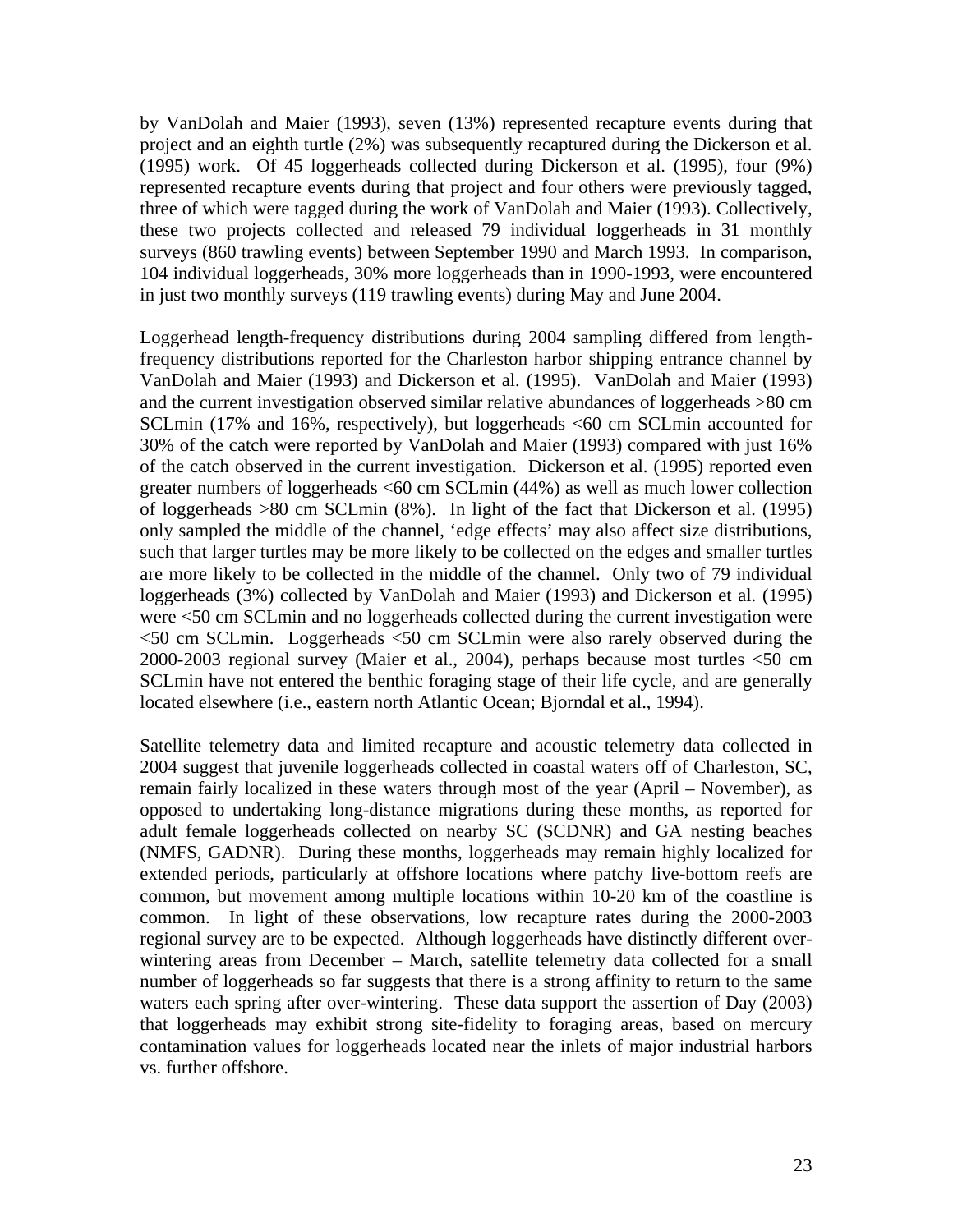by VanDolah and Maier (1993), seven (13%) represented recapture events during that project and an eighth turtle (2%) was subsequently recaptured during the Dickerson et al. (1995) work. Of 45 loggerheads collected during Dickerson et al. (1995), four (9%) represented recapture events during that project and four others were previously tagged, three of which were tagged during the work of VanDolah and Maier (1993). Collectively, these two projects collected and released 79 individual loggerheads in 31 monthly surveys (860 trawling events) between September 1990 and March 1993. In comparison, 104 individual loggerheads, 30% more loggerheads than in 1990-1993, were encountered in just two monthly surveys (119 trawling events) during May and June 2004.

Loggerhead length-frequency distributions during 2004 sampling differed from length-frequency distributions reported for the Charleston harbor shipping entrance channel by VanDolah and Maier (1993) and Dickerson et al. (1995). VanDolah and Maier (1993) and the current investigation observed similar relative abundances of loggerheads >80 cm SCLmin (17% and 16%, respectively), but loggerheads <60 cm SCLmin accounted for 30% of the catch were reported by VanDolah and Maier (1993) compared with just 16% of the catch observed in the current investigation. Dickerson et al. (1995) reported even greater numbers of loggerheads <60 cm SCLmin (44%) as well as much lower collection of loggerheads >80 cm SCLmin (8%). In light of the fact that Dickerson et al. (1995) only sampled the middle of the channel, 'edge effects' may also affect size distributions, such that larger turtles may be more likely to be collected on the edges and smaller turtles are more likely to be collected in the middle of the channel. Only two of 79 individual loggerheads (3%) collected by VanDolah and Maier (1993) and Dickerson et al. (1995) were <50 cm SCLmin and no loggerheads collected during the current investigation were <50 cm SCLmin. Loggerheads <50 cm SCLmin were also rarely observed during the 2000-2003 regional survey (Maier et al., 2004), perhaps because most turtles <50 cm SCLmin have not entered the benthic foraging stage of their life cycle, and are generally located elsewhere (i.e., eastern north Atlantic Ocean; Bjorndal et al., 1994).

Satellite telemetry data and limited recapture and acoustic telemetry data collected in 2004 suggest that juvenile loggerheads collected in coastal waters off of Charleston, SC, remain fairly localized in these waters through most of the year (April – November), as opposed to undertaking long-distance migrations during these months, as reported for adult female loggerheads collected on nearby SC (SCDNR) and GA nesting beaches (NMFS, GADNR). During these months, loggerheads may remain highly localized for extended periods, particularly at offshore locations where patchy live-bottom reefs are common, but movement among multiple locations within 10-20 km of the coastline is common. In light of these observations, low recapture rates during the 2000-2003 regional survey are to be expected. Although loggerheads have distinctly different over-wintering areas from December – March, satellite telemetry data collected for a small number of loggerheads so far suggests that there is a strong affinity to return to the same waters each spring after over-wintering. These data support the assertion of Day (2003) that loggerheads may exhibit strong site-fidelity to foraging areas, based on mercury contamination values for loggerheads located near the inlets of major industrial harbors vs. further offshore.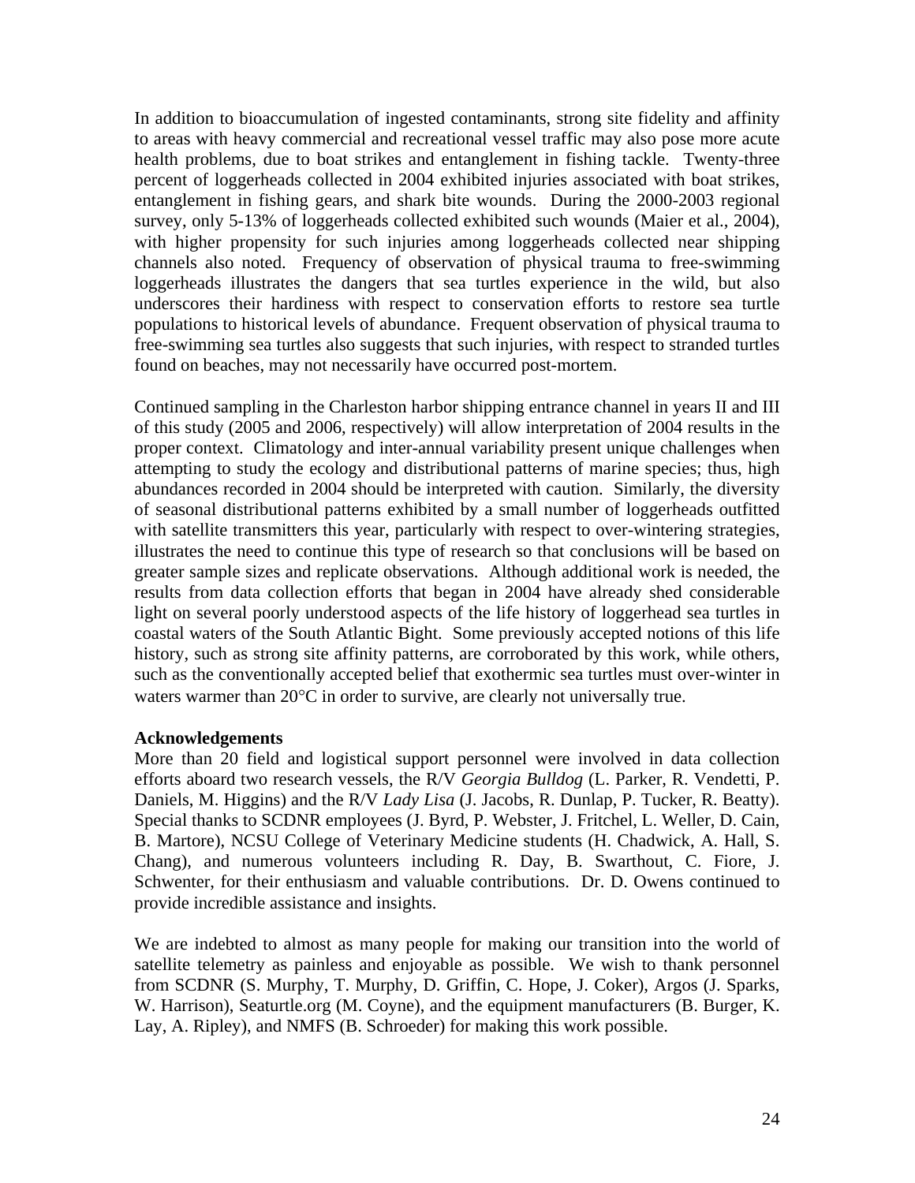In addition to bioaccumulation of ingested contaminants, strong site fidelity and affinity to areas with heavy commercial and recreational vessel traffic may also pose more acute health problems, due to boat strikes and entanglement in fishing tackle. Twenty-three percent of loggerheads collected in 2004 exhibited injuries associated with boat strikes, entanglement in fishing gears, and shark bite wounds. During the 2000-2003 regional survey, only 5-13% of loggerheads collected exhibited such wounds (Maier et al., 2004), with higher propensity for such injuries among loggerheads collected near shipping channels also noted. Frequency of observation of physical trauma to free-swimming loggerheads illustrates the dangers that sea turtles experience in the wild, but also underscores their hardiness with respect to conservation efforts to restore sea turtle populations to historical levels of abundance. Frequent observation of physical trauma to free-swimming sea turtles also suggests that such injuries, with respect to stranded turtles found on beaches, may not necessarily have occurred post-mortem.

Continued sampling in the Charleston harbor shipping entrance channel in years II and III of this study (2005 and 2006, respectively) will allow interpretation of 2004 results in the proper context. Climatology and inter-annual variability present unique challenges when attempting to study the ecology and distributional patterns of marine species; thus, high abundances recorded in 2004 should be interpreted with caution. Similarly, the diversity of seasonal distributional patterns exhibited by a small number of loggerheads outfitted with satellite transmitters this year, particularly with respect to over-wintering strategies, illustrates the need to continue this type of research so that conclusions will be based on greater sample sizes and replicate observations. Although additional work is needed, the results from data collection efforts that began in 2004 have already shed considerable light on several poorly understood aspects of the life history of loggerhead sea turtles in coastal waters of the South Atlantic Bight. Some previously accepted notions of this life history, such as strong site affinity patterns, are corroborated by this work, while others, such as the conventionally accepted belief that exothermic sea turtles must over-winter in waters warmer than 20°C in order to survive, are clearly not universally true.

**Acknowledgements**

More than 20 field and logistical support personnel were involved in data collection efforts aboard two research vessels, the R/V *Georgia Bulldog* (L. Parker, R. Vendetti, P. Daniels, M. Higgins) and the R/V *Lady Lisa* (J. Jacobs, R. Dunlap, P. Tucker, R. Beatty). Special thanks to SCDNR employees (J. Byrd, P. Webster, J. Fritchel, L. Weller, D. Cain, B. Martore), NCSU College of Veterinary Medicine students (H. Chadwick, A. Hall, S. Chang), and numerous volunteers including R. Day, B. Swarthout, C. Fiore, J. Schwenter, for their enthusiasm and valuable contributions. Dr. D. Owens continued to provide incredible assistance and insights.

We are indebted to almost as many people for making our transition into the world of satellite telemetry as painless and enjoyable as possible. We wish to thank personnel from SCDNR (S. Murphy, T. Murphy, D. Griffin, C. Hope, J. Coker), Argos (J. Sparks, W. Harrison), Seaturtle.org (M. Coyne), and the equipment manufacturers (B. Burger, K. Lay, A. Ripley), and NMFS (B. Schroeder) for making this work possible.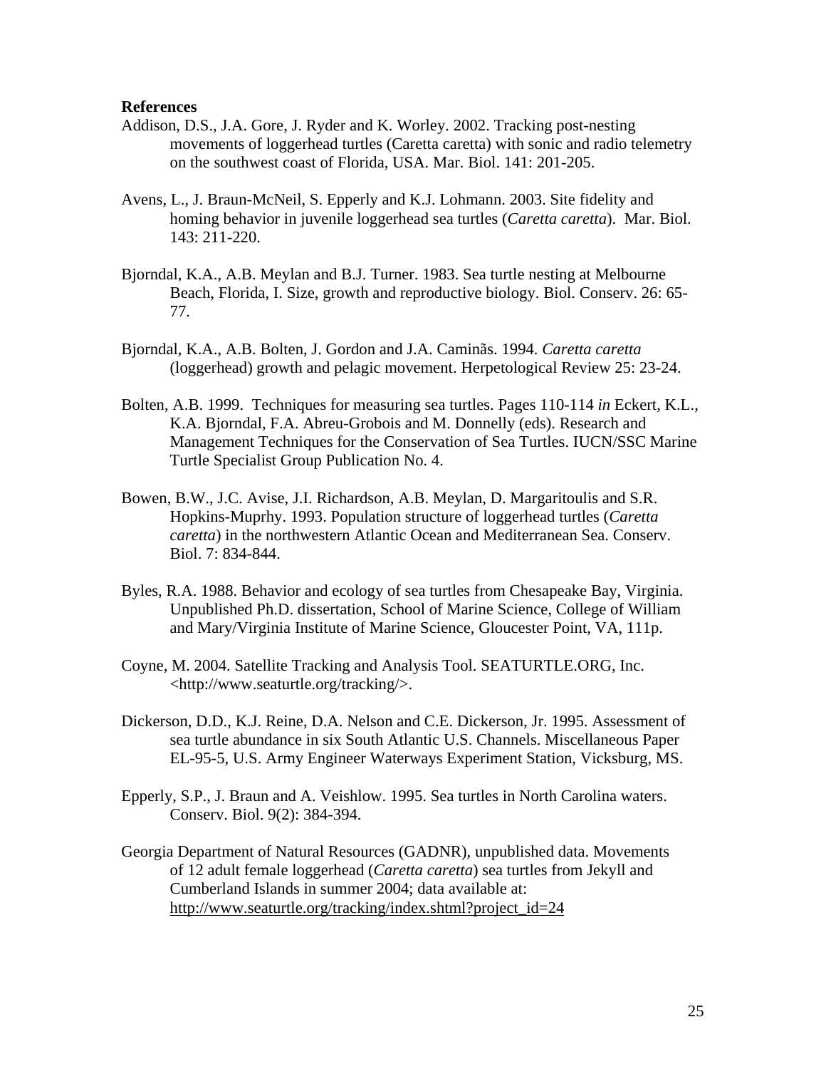**References**

Addison, D.S., J.A. Gore, J. Ryder and K. Worley. 2002. Tracking post-nesting movements of loggerhead turtles (Caretta caretta) with sonic and radio telemetry on the southwest coast of Florida, USA. Mar. Biol. 141: 201-205.

Avens, L., J. Braun-McNeil, S. Epperly and K.J. Lohmann. 2003. Site fidelity and homing behavior in juvenile loggerhead sea turtles (*Caretta caretta*). Mar. Biol. 143: 211-220.

Bjorndal, K.A., A.B. Meylan and B.J. Turner. 1983. Sea turtle nesting at Melbourne Beach, Florida, I. Size, growth and reproductive biology. Biol. Conserv. 26: 65-77.

Bjorndal, K.A., A.B. Bolten, J. Gordon and J.A. Caminãs. 1994. *Caretta caretta* (loggerhead) growth and pelagic movement. Herpetological Review 25: 23-24.

Bolten, A.B. 1999. Techniques for measuring sea turtles. Pages 110-114 *in* Eckert, K.L., K.A. Bjorndal, F.A. Abreu-Grobois and M. Donnelly (eds). Research and Management Techniques for the Conservation of Sea Turtles. IUCN/SSC Marine Turtle Specialist Group Publication No. 4.

Bowen, B.W., J.C. Avise, J.I. Richardson, A.B. Meylan, D. Margaritoulis and S.R. Hopkins-Muprhy. 1993. Population structure of loggerhead turtles (*Caretta caretta*) in the northwestern Atlantic Ocean and Mediterranean Sea. Conserv. Biol. 7: 834-844.

Byles, R.A. 1988. Behavior and ecology of sea turtles from Chesapeake Bay, Virginia. Unpublished Ph.D. dissertation, School of Marine Science, College of William and Mary/Virginia Institute of Marine Science, Gloucester Point, VA, 111p.

Coyne, M. 2004. Satellite Tracking and Analysis Tool. SEATURTLE.ORG, Inc. <http://www.seaturtle.org/tracking/>.

Dickerson, D.D., K.J. Reine, D.A. Nelson and C.E. Dickerson, Jr. 1995. Assessment of sea turtle abundance in six South Atlantic U.S. Channels. Miscellaneous Paper EL-95-5, U.S. Army Engineer Waterways Experiment Station, Vicksburg, MS.

Epperly, S.P., J. Braun and A. Veishlow. 1995. Sea turtles in North Carolina waters. Conserv. Biol. 9(2): 384-394.

Georgia Department of Natural Resources (GADNR), unpublished data. Movements of 12 adult female loggerhead (*Caretta caretta*) sea turtles from Jekyll and Cumberland Islands in summer 2004; data available at: http://www.seaturtle.org/tracking/index.shtml?project_id=24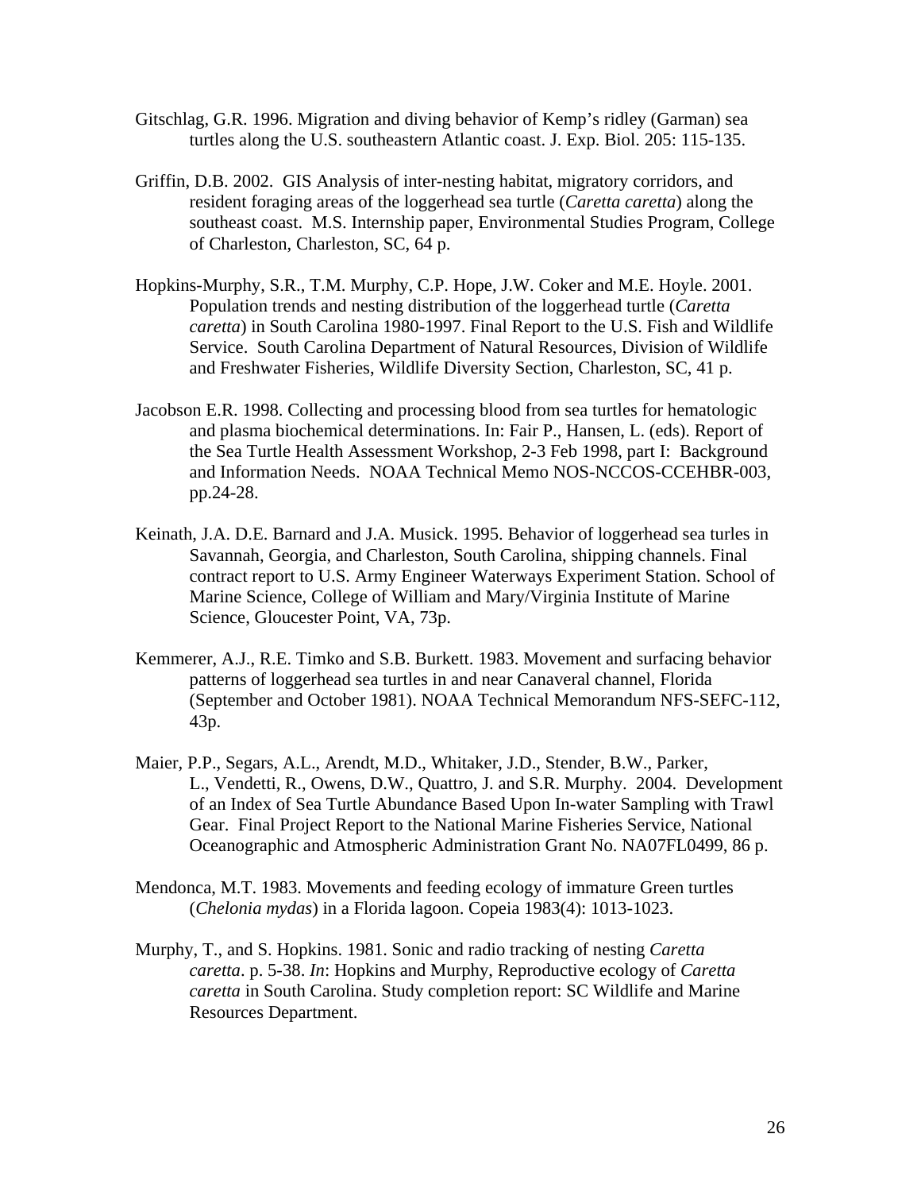Gitschlag, G.R. 1996. Migration and diving behavior of Kemp's ridley (Garman) sea turtles along the U.S. southeastern Atlantic coast. J. Exp. Biol. 205: 115-135.

Griffin, D.B. 2002. GIS Analysis of inter-nesting habitat, migratory corridors, and resident foraging areas of the loggerhead sea turtle (*Caretta caretta*) along the southeast coast. M.S. Internship paper, Environmental Studies Program, College of Charleston, Charleston, SC, 64 p.

Hopkins-Murphy, S.R., T.M. Murphy, C.P. Hope, J.W. Coker and M.E. Hoyle. 2001. Population trends and nesting distribution of the loggerhead turtle (*Caretta caretta*) in South Carolina 1980-1997. Final Report to the U.S. Fish and Wildlife Service. South Carolina Department of Natural Resources, Division of Wildlife and Freshwater Fisheries, Wildlife Diversity Section, Charleston, SC, 41 p.

Jacobson E.R. 1998. Collecting and processing blood from sea turtles for hematologic and plasma biochemical determinations. In: Fair P., Hansen, L. (eds). Report of the Sea Turtle Health Assessment Workshop, 2-3 Feb 1998, part I: Background and Information Needs. NOAA Technical Memo NOS-NCCOS-CCEHBR-003, pp.24-28.

Keinath, J.A. D.E. Barnard and J.A. Musick. 1995. Behavior of loggerhead sea turles in Savannah, Georgia, and Charleston, South Carolina, shipping channels. Final contract report to U.S. Army Engineer Waterways Experiment Station. School of Marine Science, College of William and Mary/Virginia Institute of Marine Science, Gloucester Point, VA, 73p.

Kemmerer, A.J., R.E. Timko and S.B. Burkett. 1983. Movement and surfacing behavior patterns of loggerhead sea turtles in and near Canaveral channel, Florida (September and October 1981). NOAA Technical Memorandum NFS-SEFC-112, 43p.

Maier, P.P., Segars, A.L., Arendt, M.D., Whitaker, J.D., Stender, B.W., Parker, L., Vendetti, R., Owens, D.W., Quattro, J. and S.R. Murphy. 2004. Development of an Index of Sea Turtle Abundance Based Upon In-water Sampling with Trawl Gear. Final Project Report to the National Marine Fisheries Service, National Oceanographic and Atmospheric Administration Grant No. NA07FL0499, 86 p.

Mendonca, M.T. 1983. Movements and feeding ecology of immature Green turtles (*Chelonia mydas*) in a Florida lagoon. Copeia 1983(4): 1013-1023.

Murphy, T., and S. Hopkins. 1981. Sonic and radio tracking of nesting *Caretta caretta*. p. 5-38. *In*: Hopkins and Murphy, Reproductive ecology of *Caretta caretta* in South Carolina. Study completion report: SC Wildlife and Marine Resources Department.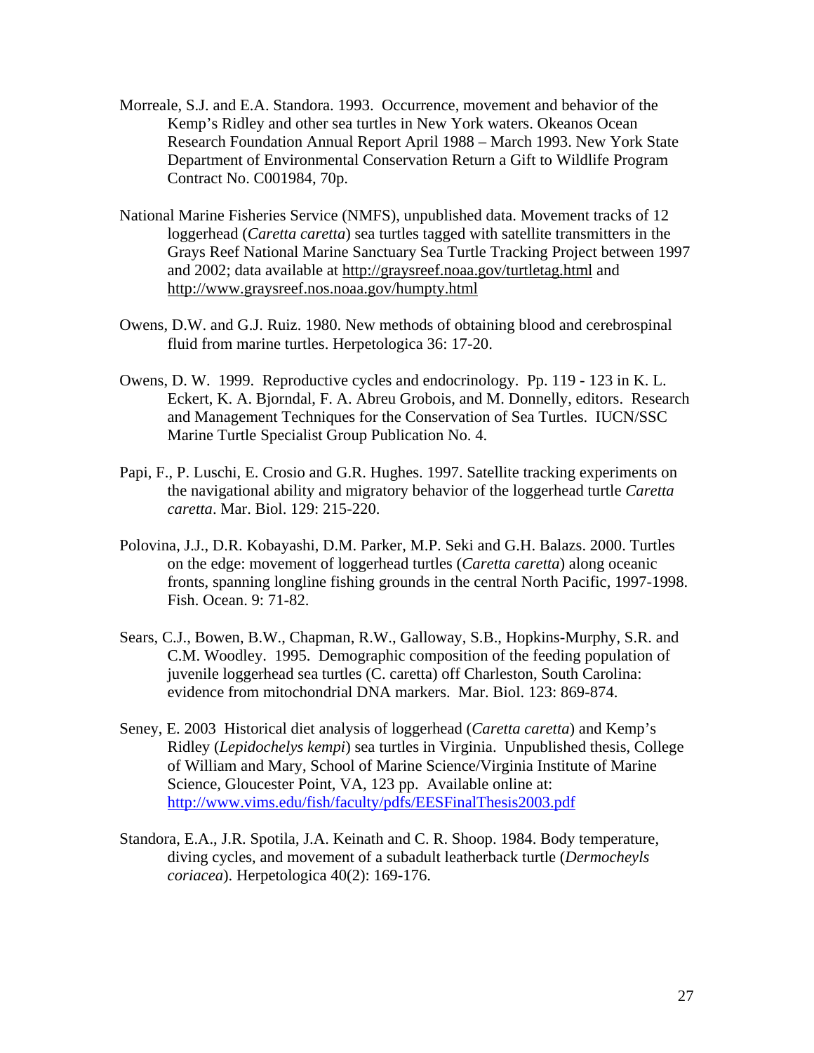Morreale, S.J. and E.A. Standora. 1993. Occurrence, movement and behavior of the Kemp's Ridley and other sea turtles in New York waters. Okeanos Ocean Research Foundation Annual Report April 1988 – March 1993. New York State Department of Environmental Conservation Return a Gift to Wildlife Program Contract No. C001984, 70p.

National Marine Fisheries Service (NMFS), unpublished data. Movement tracks of 12 loggerhead (*Caretta caretta*) sea turtles tagged with satellite transmitters in the Grays Reef National Marine Sanctuary Sea Turtle Tracking Project between 1997 and 2002; data available at http://graysreef.noaa.gov/turtletag.html and http://www.graysreef.nos.noaa.gov/humpty.html

Owens, D.W. and G.J. Ruiz. 1980. New methods of obtaining blood and cerebrospinal fluid from marine turtles. Herpetologica 36: 17-20.

Owens, D. W. 1999. Reproductive cycles and endocrinology. Pp. 119 - 123 in K. L. Eckert, K. A. Bjorndal, F. A. Abreu Grobois, and M. Donnelly, editors. Research and Management Techniques for the Conservation of Sea Turtles. IUCN/SSC Marine Turtle Specialist Group Publication No. 4.

Papi, F., P. Luschi, E. Crosio and G.R. Hughes. 1997. Satellite tracking experiments on the navigational ability and migratory behavior of the loggerhead turtle *Caretta caretta*. Mar. Biol. 129: 215-220.

Polovina, J.J., D.R. Kobayashi, D.M. Parker, M.P. Seki and G.H. Balazs. 2000. Turtles on the edge: movement of loggerhead turtles (*Caretta caretta*) along oceanic fronts, spanning longline fishing grounds in the central North Pacific, 1997-1998. Fish. Ocean. 9: 71-82.

Sears, C.J., Bowen, B.W., Chapman, R.W., Galloway, S.B., Hopkins-Murphy, S.R. and C.M. Woodley. 1995. Demographic composition of the feeding population of juvenile loggerhead sea turtles (C. caretta) off Charleston, South Carolina: evidence from mitochondrial DNA markers. Mar. Biol. 123: 869-874.

Seney, E. 2003 Historical diet analysis of loggerhead (*Caretta caretta*) and Kemp's Ridley (*Lepidochelys kempi*) sea turtles in Virginia. Unpublished thesis, College of William and Mary, School of Marine Science/Virginia Institute of Marine Science, Gloucester Point, VA, 123 pp. Available online at: http://www.vims.edu/fish/faculty/pdfs/EESFinalThesis2003.pdf

Standora, E.A., J.R. Spotila, J.A. Keinath and C. R. Shoop. 1984. Body temperature, diving cycles, and movement of a subadult leatherback turtle (*Dermocheyls coriacea*). Herpetologica 40(2): 169-176.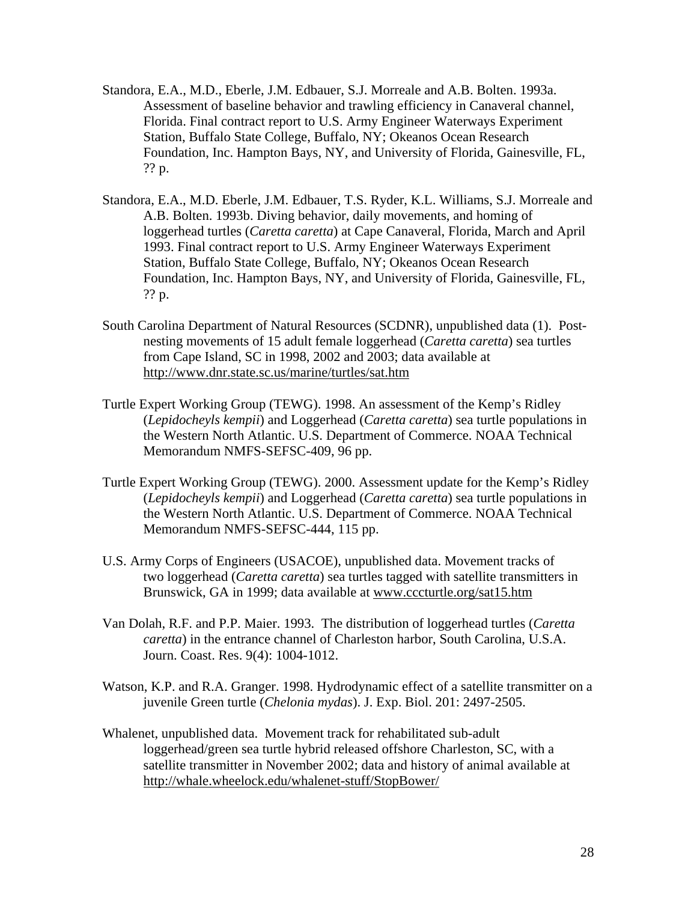Standora, E.A., M.D., Eberle, J.M. Edbauer, S.J. Morreale and A.B. Bolten. 1993a. Assessment of baseline behavior and trawling efficiency in Canaveral channel, Florida. Final contract report to U.S. Army Engineer Waterways Experiment Station, Buffalo State College, Buffalo, NY; Okeanos Ocean Research Foundation, Inc. Hampton Bays, NY, and University of Florida, Gainesville, FL, ?? p.

Standora, E.A., M.D. Eberle, J.M. Edbauer, T.S. Ryder, K.L. Williams, S.J. Morreale and A.B. Bolten. 1993b. Diving behavior, daily movements, and homing of loggerhead turtles (*Caretta caretta*) at Cape Canaveral, Florida, March and April 1993. Final contract report to U.S. Army Engineer Waterways Experiment Station, Buffalo State College, Buffalo, NY; Okeanos Ocean Research Foundation, Inc. Hampton Bays, NY, and University of Florida, Gainesville, FL, ?? p.

South Carolina Department of Natural Resources (SCDNR), unpublished data (1). Post-nesting movements of 15 adult female loggerhead (*Caretta caretta*) sea turtles from Cape Island, SC in 1998, 2002 and 2003; data available at http://www.dnr.state.sc.us/marine/turtles/sat.htm

Turtle Expert Working Group (TEWG). 1998. An assessment of the Kemp's Ridley (*Lepidocheyls kempii*) and Loggerhead (*Caretta caretta*) sea turtle populations in the Western North Atlantic. U.S. Department of Commerce. NOAA Technical Memorandum NMFS-SEFSC-409, 96 pp.

Turtle Expert Working Group (TEWG). 2000. Assessment update for the Kemp's Ridley (*Lepidocheyls kempii*) and Loggerhead (*Caretta caretta*) sea turtle populations in the Western North Atlantic. U.S. Department of Commerce. NOAA Technical Memorandum NMFS-SEFSC-444, 115 pp.

U.S. Army Corps of Engineers (USACOE), unpublished data. Movement tracks of two loggerhead (*Caretta caretta*) sea turtles tagged with satellite transmitters in Brunswick, GA in 1999; data available at www.cccturtle.org/sat15.htm

Van Dolah, R.F. and P.P. Maier. 1993. The distribution of loggerhead turtles (*Caretta caretta*) in the entrance channel of Charleston harbor, South Carolina, U.S.A. Journ. Coast. Res. 9(4): 1004-1012.

Watson, K.P. and R.A. Granger. 1998. Hydrodynamic effect of a satellite transmitter on a juvenile Green turtle (*Chelonia mydas*). J. Exp. Biol. 201: 2497-2505.

Whalenet, unpublished data. Movement track for rehabilitated sub-adult loggerhead/green sea turtle hybrid released offshore Charleston, SC, with a satellite transmitter in November 2002; data and history of animal available at http://whale.wheelock.edu/whalenet-stuff/StopBower/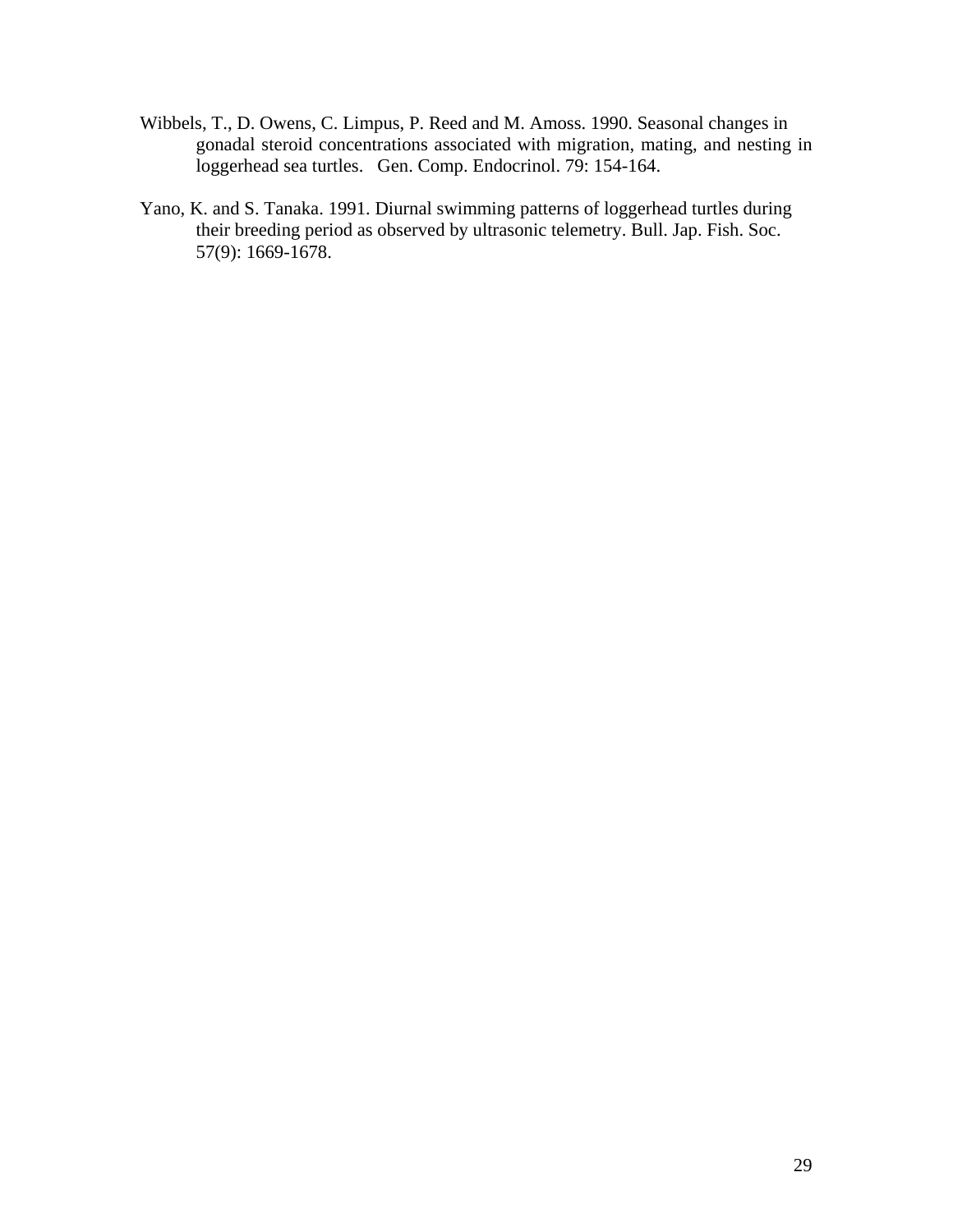Wibbels, T., D. Owens, C. Limpus, P. Reed and M. Amoss. 1990. Seasonal changes in gonadal steroid concentrations associated with migration, mating, and nesting in loggerhead sea turtles. Gen. Comp. Endocrinol. 79: 154-164.

Yano, K. and S. Tanaka. 1991. Diurnal swimming patterns of loggerhead turtles during their breeding period as observed by ultrasonic telemetry. Bull. Jap. Fish. Soc. 57(9): 1669-1678.